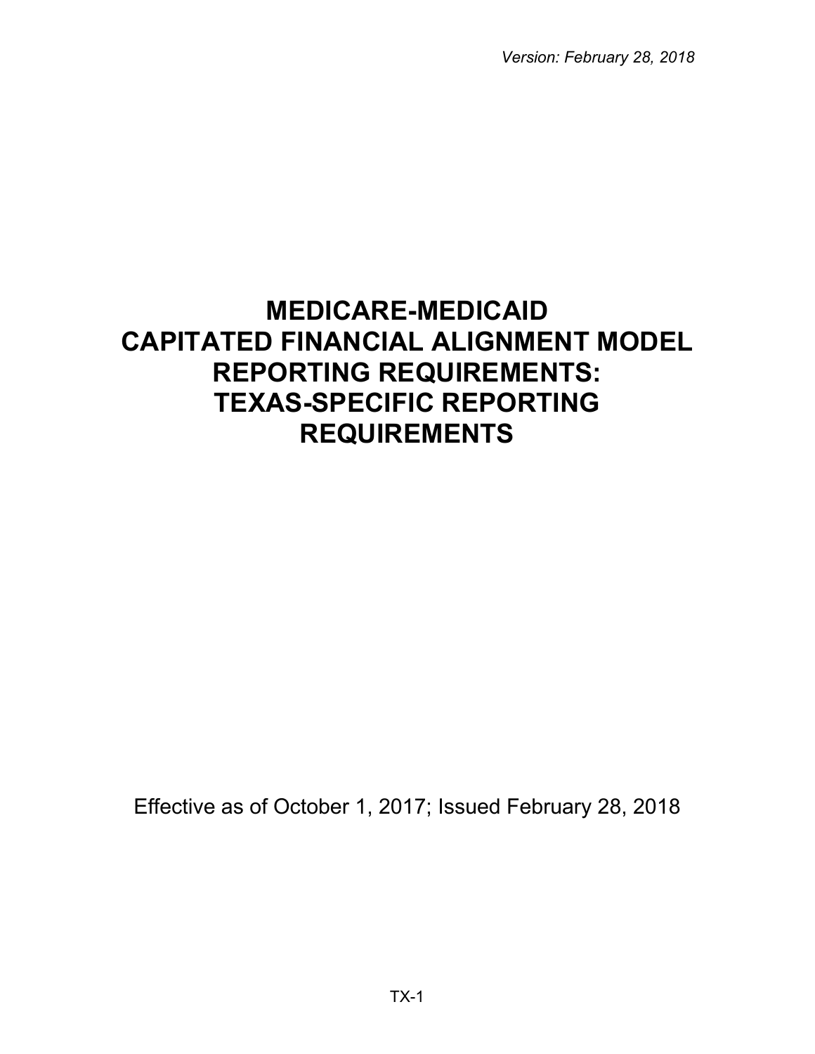*Version: February 28, 2018*

# MEDICARE-MEDICAID CAPITATED FINANCIAL ALIGNMENT MODEL REPORTING REQUIREMENTS: TEXAS-SPECIFIC REPORTING REQUIREMENTS

Effective as of October 1, 2017; Issued February 28, 2018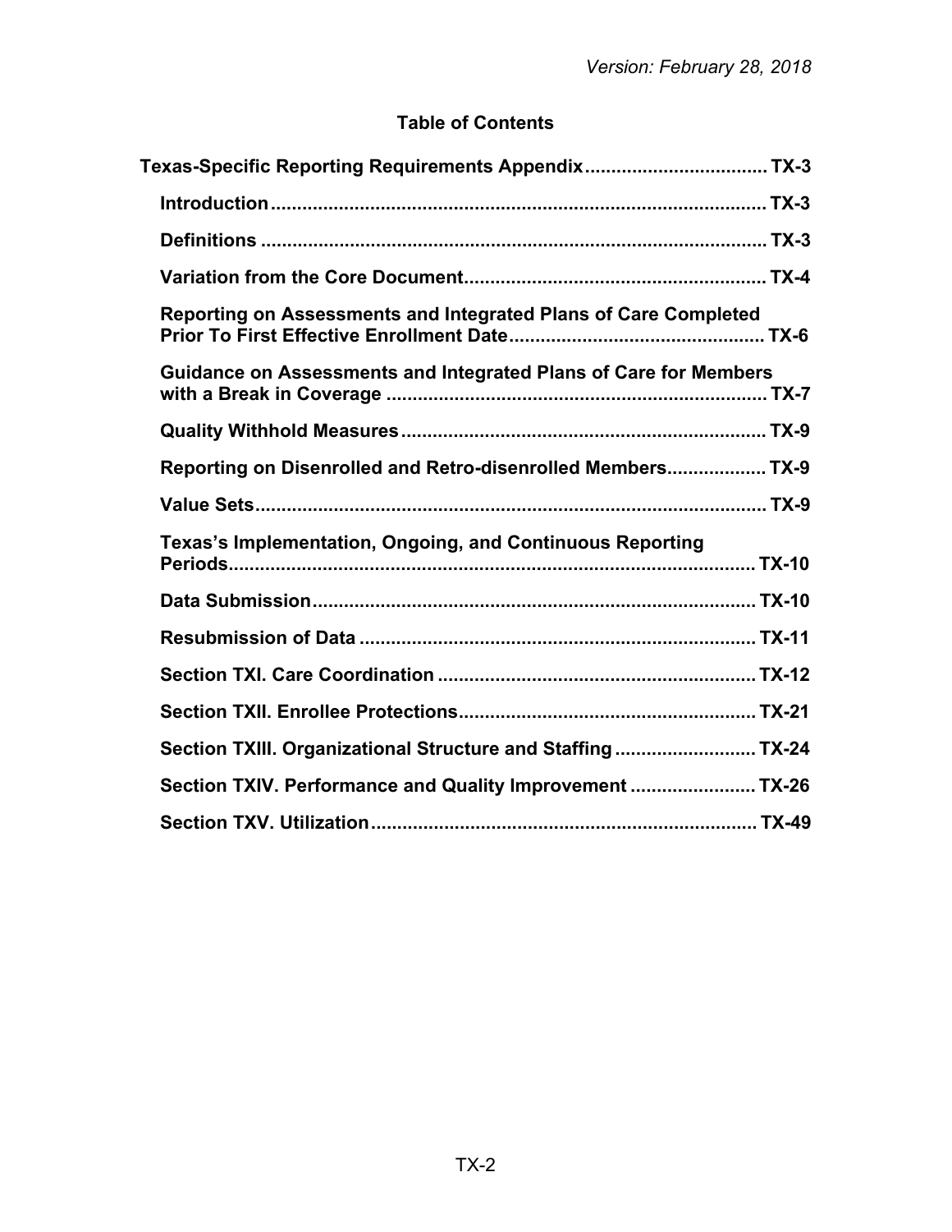## Table of Contents

**Texas-Specific Reporting Requirements Appendix .................................. TX-3**

- **Introduction ............................................................................................ TX-3**
- **Definitions ............................................................................................... TX-3**
- **Variation from the Core Document ......................................................... TX-4**
- **Reporting on Assessments and Integrated Plans of Care Completed Prior To First Effective Enrollment Date ................................................ TX-6**
- **Guidance on Assessments and Integrated Plans of Care for Members with a Break in Coverage ........................................................................ TX-7**
- **Quality Withhold Measures ..................................................................... TX-9**
- **Reporting on Disenrolled and Retro-disenrolled Members .................. TX-9**
- **Value Sets ................................................................................................ TX-9**
- **Texas's Implementation, Ongoing, and Continuous Reporting Periods .................................................................................................... TX-10**
- **Data Submission .................................................................................... TX-10**
- **Resubmission of Data ........................................................................... TX-11**
- **Section TXI. Care Coordination ............................................................ TX-12**
- **Section TXII. Enrollee Protections ........................................................ TX-21**
- **Section TXIII. Organizational Structure and Staffing .......................... TX-24**
- **Section TXIV. Performance and Quality Improvement ........................ TX-26**
- **Section TXV. Utilization ......................................................................... TX-49**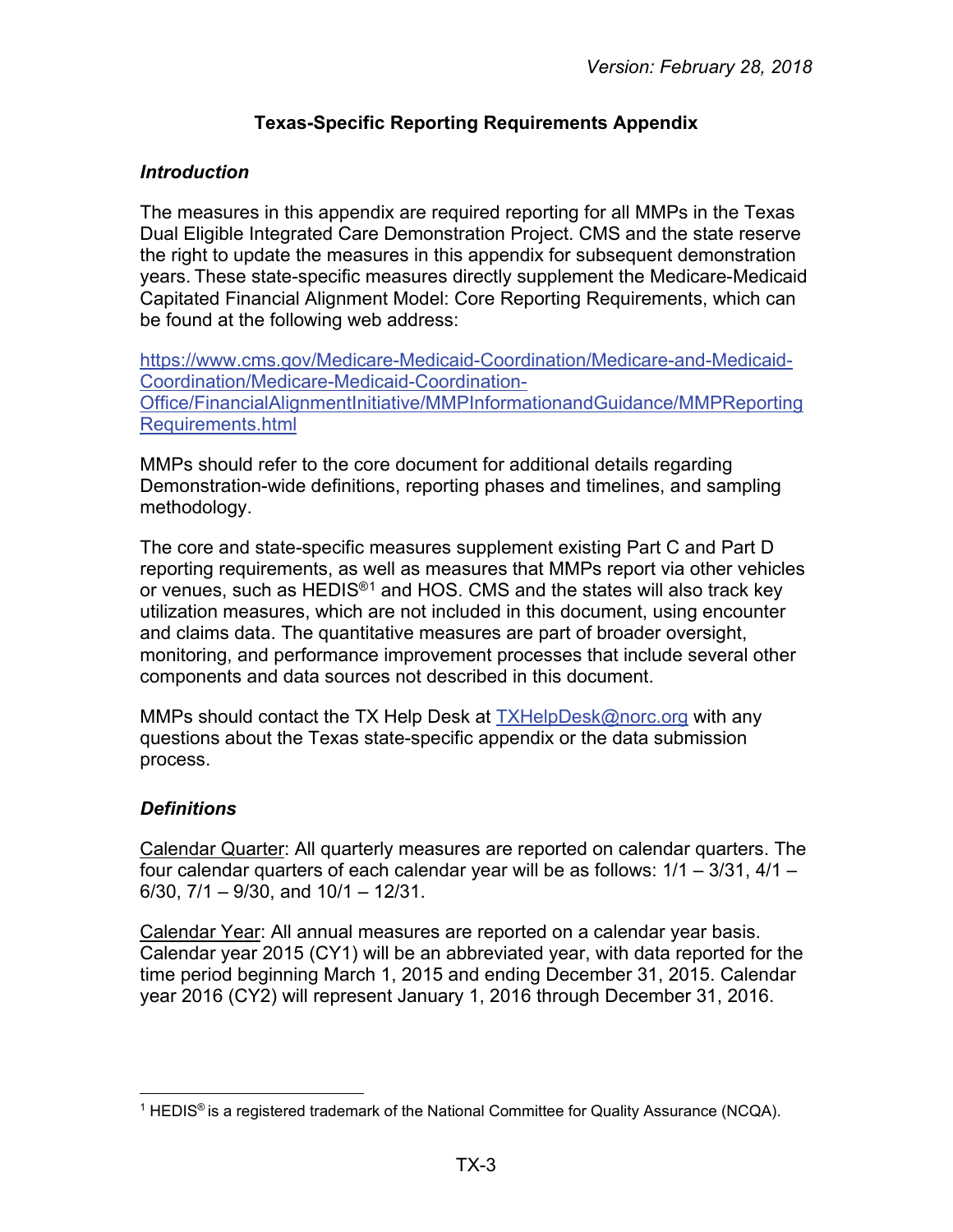Version: February 28, 2018

# Texas-Specific Reporting Requirements Appendix

## *Introduction*

The measures in this appendix are required reporting for all MMPs in the Texas Dual Eligible Integrated Care Demonstration Project. CMS and the state reserve the right to update the measures in this appendix for subsequent demonstration years. These state-specific measures directly supplement the Medicare-Medicaid Capitated Financial Alignment Model: Core Reporting Requirements, which can be found at the following web address:

[https://www.cms.gov/Medicare-Medicaid-Coordination/Medicare-and-Medicaid-Coordination/Medicare-Medicaid-Coordination-Office/FinancialAlignmentInitiative/MMPInformationandGuidance/MMPReportingRequirements.html](https://www.cms.gov/Medicare-Medicaid-Coordination/Medicare-and-Medicaid-Coordination/Medicare-Medicaid-Coordination-Office/FinancialAlignmentInitiative/MMPInformationandGuidance/MMPReportingRequirements.html)

MMPs should refer to the core document for additional details regarding Demonstration-wide definitions, reporting phases and timelines, and sampling methodology.

The core and state-specific measures supplement existing Part C and Part D reporting requirements, as well as measures that MMPs report via other vehicles or venues, such as HEDIS®[1] and HOS. CMS and the states will also track key utilization measures, which are not included in this document, using encounter and claims data. The quantitative measures are part of broader oversight, monitoring, and performance improvement processes that include several other components and data sources not described in this document.

MMPs should contact the TX Help Desk at [TXHelpDesk@norc.org](mailto:TXHelpDesk@norc.org) with any questions about the Texas state-specific appendix or the data submission process.

## *Definitions*

<u>Calendar Quarter</u>: All quarterly measures are reported on calendar quarters. The four calendar quarters of each calendar year will be as follows: 1/1 – 3/31, 4/1 – 6/30, 7/1 – 9/30, and 10/1 – 12/31.

<u>Calendar Year</u>: All annual measures are reported on a calendar year basis. Calendar year 2015 (CY1) will be an abbreviated year, with data reported for the time period beginning March 1, 2015 and ending December 31, 2015. Calendar year 2016 (CY2) will represent January 1, 2016 through December 31, 2016.

---

[1] HEDIS® is a registered trademark of the National Committee for Quality Assurance (NCQA).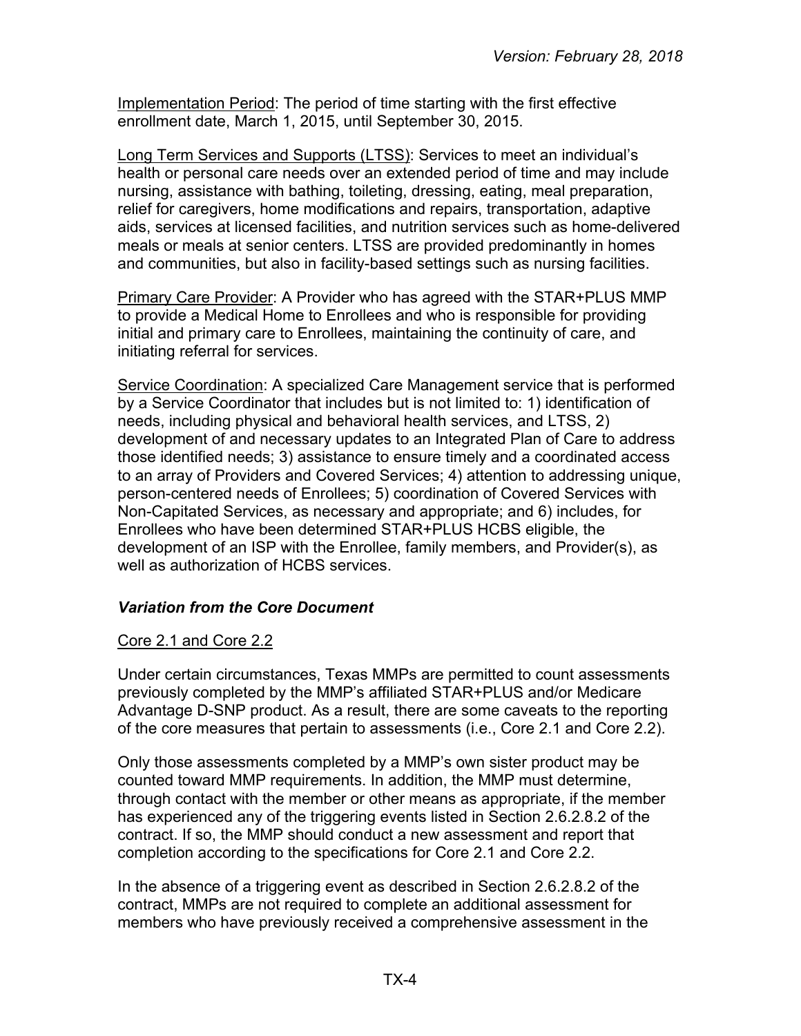Implementation Period: The period of time starting with the first effective enrollment date, March 1, 2015, until September 30, 2015.

Long Term Services and Supports (LTSS): Services to meet an individual's health or personal care needs over an extended period of time and may include nursing, assistance with bathing, toileting, dressing, eating, meal preparation, relief for caregivers, home modifications and repairs, transportation, adaptive aids, services at licensed facilities, and nutrition services such as home-delivered meals or meals at senior centers. LTSS are provided predominantly in homes and communities, but also in facility-based settings such as nursing facilities.

Primary Care Provider: A Provider who has agreed with the STAR+PLUS MMP to provide a Medical Home to Enrollees and who is responsible for providing initial and primary care to Enrollees, maintaining the continuity of care, and initiating referral for services.

Service Coordination: A specialized Care Management service that is performed by a Service Coordinator that includes but is not limited to: 1) identification of needs, including physical and behavioral health services, and LTSS, 2) development of and necessary updates to an Integrated Plan of Care to address those identified needs; 3) assistance to ensure timely and a coordinated access to an array of Providers and Covered Services; 4) attention to addressing unique, person-centered needs of Enrollees; 5) coordination of Covered Services with Non-Capitated Services, as necessary and appropriate; and 6) includes, for Enrollees who have been determined STAR+PLUS HCBS eligible, the development of an ISP with the Enrollee, family members, and Provider(s), as well as authorization of HCBS services.

### *Variation from the Core Document*

Core 2.1 and Core 2.2

Under certain circumstances, Texas MMPs are permitted to count assessments previously completed by the MMP's affiliated STAR+PLUS and/or Medicare Advantage D-SNP product. As a result, there are some caveats to the reporting of the core measures that pertain to assessments (i.e., Core 2.1 and Core 2.2).

Only those assessments completed by a MMP's own sister product may be counted toward MMP requirements. In addition, the MMP must determine, through contact with the member or other means as appropriate, if the member has experienced any of the triggering events listed in Section 2.6.2.8.2 of the contract. If so, the MMP should conduct a new assessment and report that completion according to the specifications for Core 2.1 and Core 2.2.

In the absence of a triggering event as described in Section 2.6.2.8.2 of the contract, MMPs are not required to complete an additional assessment for members who have previously received a comprehensive assessment in the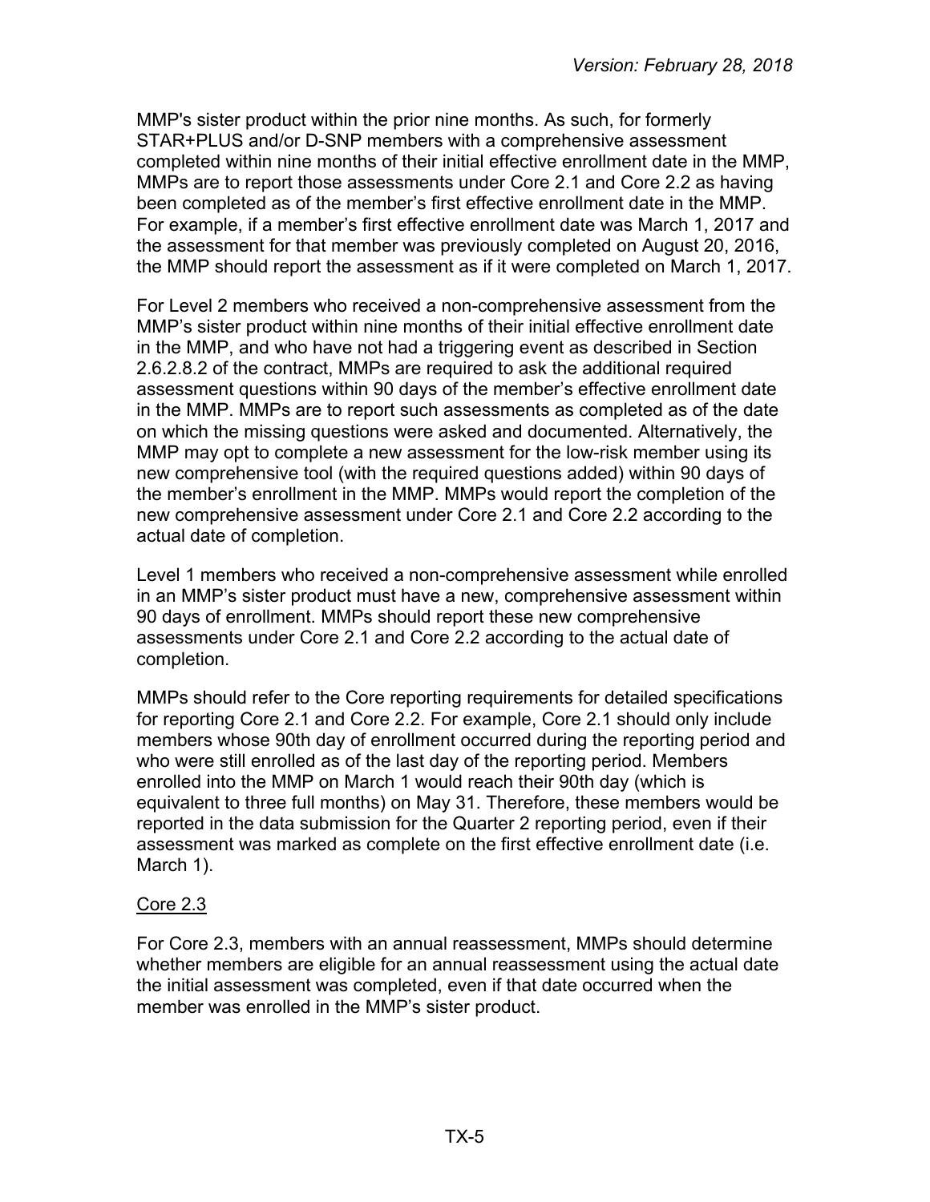MMP's sister product within the prior nine months. As such, for formerly STAR+PLUS and/or D-SNP members with a comprehensive assessment completed within nine months of their initial effective enrollment date in the MMP, MMPs are to report those assessments under Core 2.1 and Core 2.2 as having been completed as of the member's first effective enrollment date in the MMP. For example, if a member's first effective enrollment date was March 1, 2017 and the assessment for that member was previously completed on August 20, 2016, the MMP should report the assessment as if it were completed on March 1, 2017.

For Level 2 members who received a non-comprehensive assessment from the MMP's sister product within nine months of their initial effective enrollment date in the MMP, and who have not had a triggering event as described in Section 2.6.2.8.2 of the contract, MMPs are required to ask the additional required assessment questions within 90 days of the member's effective enrollment date in the MMP. MMPs are to report such assessments as completed as of the date on which the missing questions were asked and documented. Alternatively, the MMP may opt to complete a new assessment for the low-risk member using its new comprehensive tool (with the required questions added) within 90 days of the member's enrollment in the MMP. MMPs would report the completion of the new comprehensive assessment under Core 2.1 and Core 2.2 according to the actual date of completion.

Level 1 members who received a non-comprehensive assessment while enrolled in an MMP's sister product must have a new, comprehensive assessment within 90 days of enrollment. MMPs should report these new comprehensive assessments under Core 2.1 and Core 2.2 according to the actual date of completion.

MMPs should refer to the Core reporting requirements for detailed specifications for reporting Core 2.1 and Core 2.2. For example, Core 2.1 should only include members whose 90th day of enrollment occurred during the reporting period and who were still enrolled as of the last day of the reporting period. Members enrolled into the MMP on March 1 would reach their 90th day (which is equivalent to three full months) on May 31. Therefore, these members would be reported in the data submission for the Quarter 2 reporting period, even if their assessment was marked as complete on the first effective enrollment date (i.e. March 1).

Core 2.3

For Core 2.3, members with an annual reassessment, MMPs should determine whether members are eligible for an annual reassessment using the actual date the initial assessment was completed, even if that date occurred when the member was enrolled in the MMP's sister product.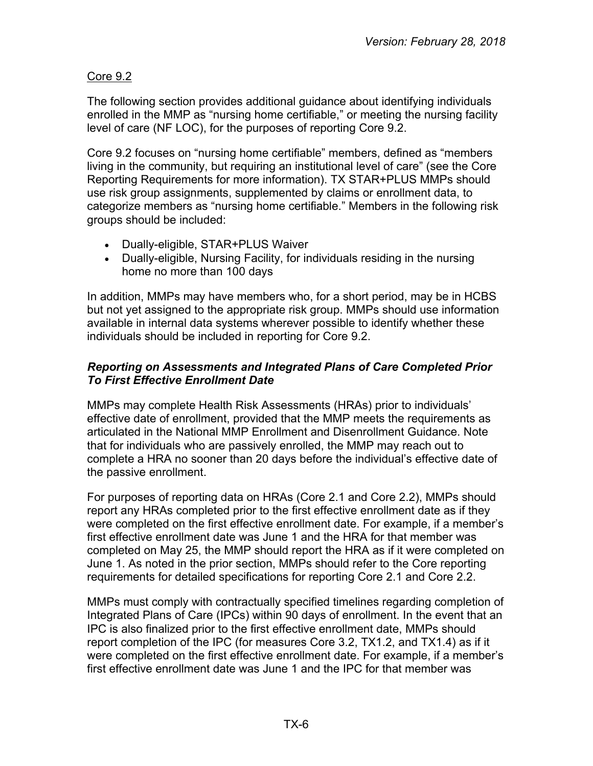Core 9.2

The following section provides additional guidance about identifying individuals enrolled in the MMP as "nursing home certifiable," or meeting the nursing facility level of care (NF LOC), for the purposes of reporting Core 9.2.

Core 9.2 focuses on "nursing home certifiable" members, defined as "members living in the community, but requiring an institutional level of care" (see the Core Reporting Requirements for more information). TX STAR+PLUS MMPs should use risk group assignments, supplemented by claims or enrollment data, to categorize members as "nursing home certifiable." Members in the following risk groups should be included:

- Dually-eligible, STAR+PLUS Waiver
- Dually-eligible, Nursing Facility, for individuals residing in the nursing home no more than 100 days

In addition, MMPs may have members who, for a short period, may be in HCBS but not yet assigned to the appropriate risk group. MMPs should use information available in internal data systems wherever possible to identify whether these individuals should be included in reporting for Core 9.2.

### *Reporting on Assessments and Integrated Plans of Care Completed Prior To First Effective Enrollment Date*

MMPs may complete Health Risk Assessments (HRAs) prior to individuals' effective date of enrollment, provided that the MMP meets the requirements as articulated in the National MMP Enrollment and Disenrollment Guidance. Note that for individuals who are passively enrolled, the MMP may reach out to complete a HRA no sooner than 20 days before the individual's effective date of the passive enrollment.

For purposes of reporting data on HRAs (Core 2.1 and Core 2.2), MMPs should report any HRAs completed prior to the first effective enrollment date as if they were completed on the first effective enrollment date. For example, if a member's first effective enrollment date was June 1 and the HRA for that member was completed on May 25, the MMP should report the HRA as if it were completed on June 1. As noted in the prior section, MMPs should refer to the Core reporting requirements for detailed specifications for reporting Core 2.1 and Core 2.2.

MMPs must comply with contractually specified timelines regarding completion of Integrated Plans of Care (IPCs) within 90 days of enrollment. In the event that an IPC is also finalized prior to the first effective enrollment date, MMPs should report completion of the IPC (for measures Core 3.2, TX1.2, and TX1.4) as if it were completed on the first effective enrollment date. For example, if a member's first effective enrollment date was June 1 and the IPC for that member was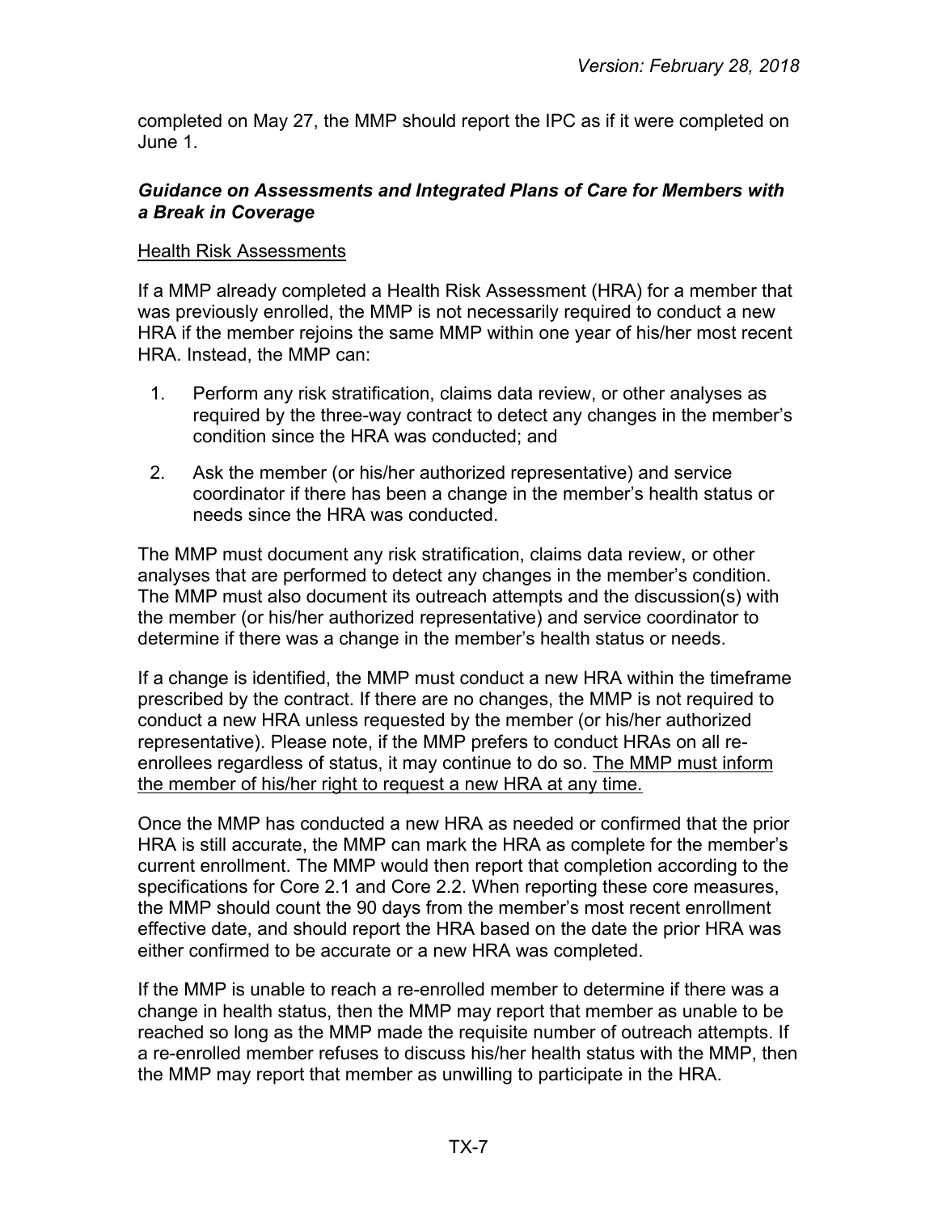completed on May 27, the MMP should report the IPC as if it were completed on June 1.

### ***Guidance on Assessments and Integrated Plans of Care for Members with a Break in Coverage***

#### Health Risk Assessments

If a MMP already completed a Health Risk Assessment (HRA) for a member that was previously enrolled, the MMP is not necessarily required to conduct a new HRA if the member rejoins the same MMP within one year of his/her most recent HRA. Instead, the MMP can:

1. Perform any risk stratification, claims data review, or other analyses as required by the three-way contract to detect any changes in the member's condition since the HRA was conducted; and
2. Ask the member (or his/her authorized representative) and service coordinator if there has been a change in the member's health status or needs since the HRA was conducted.

The MMP must document any risk stratification, claims data review, or other analyses that are performed to detect any changes in the member's condition. The MMP must also document its outreach attempts and the discussion(s) with the member (or his/her authorized representative) and service coordinator to determine if there was a change in the member's health status or needs.

If a change is identified, the MMP must conduct a new HRA within the timeframe prescribed by the contract. If there are no changes, the MMP is not required to conduct a new HRA unless requested by the member (or his/her authorized representative). Please note, if the MMP prefers to conduct HRAs on all re-enrollees regardless of status, it may continue to do so. <u>The MMP must inform the member of his/her right to request a new HRA at any time.</u>

Once the MMP has conducted a new HRA as needed or confirmed that the prior HRA is still accurate, the MMP can mark the HRA as complete for the member's current enrollment. The MMP would then report that completion according to the specifications for Core 2.1 and Core 2.2. When reporting these core measures, the MMP should count the 90 days from the member's most recent enrollment effective date, and should report the HRA based on the date the prior HRA was either confirmed to be accurate or a new HRA was completed.

If the MMP is unable to reach a re-enrolled member to determine if there was a change in health status, then the MMP may report that member as unable to be reached so long as the MMP made the requisite number of outreach attempts. If a re-enrolled member refuses to discuss his/her health status with the MMP, then the MMP may report that member as unwilling to participate in the HRA.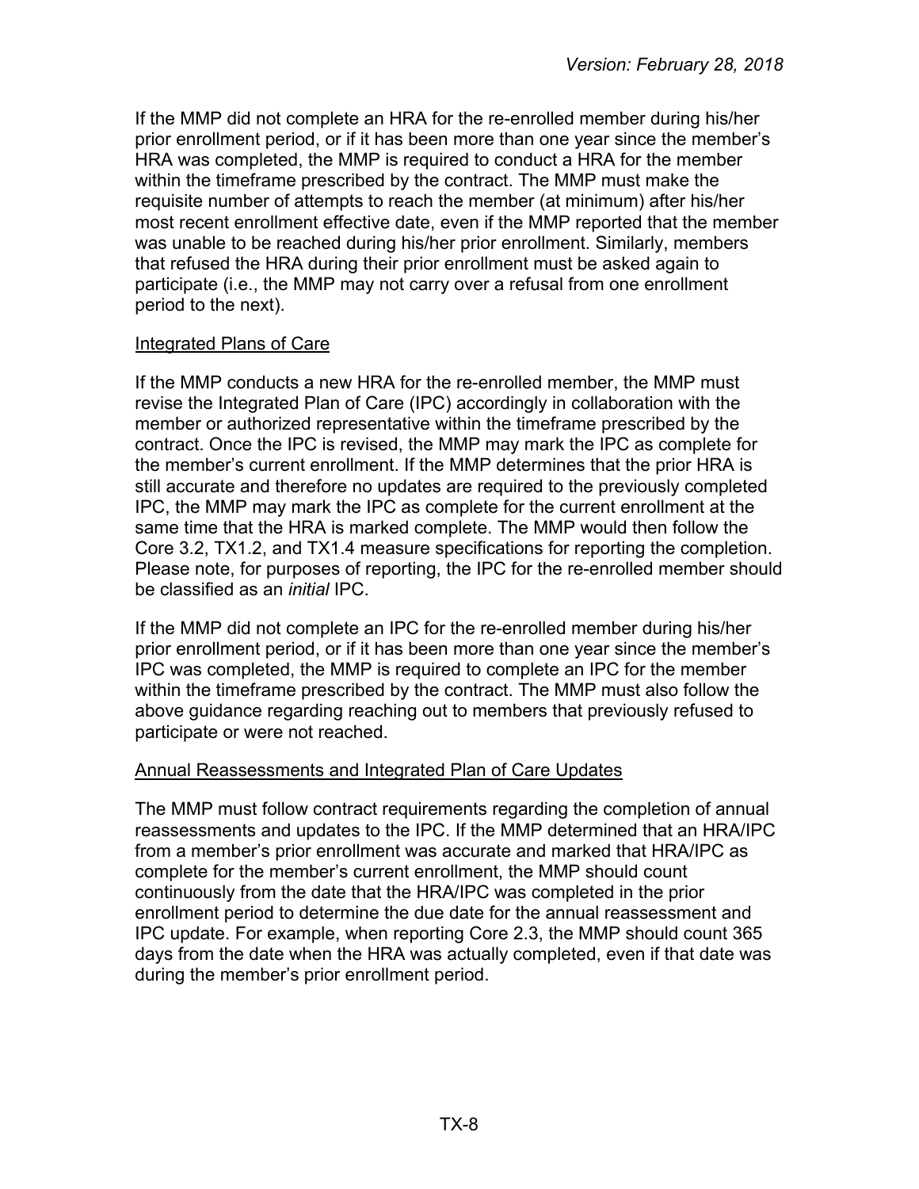If the MMP did not complete an HRA for the re-enrolled member during his/her prior enrollment period, or if it has been more than one year since the member's HRA was completed, the MMP is required to conduct a HRA for the member within the timeframe prescribed by the contract. The MMP must make the requisite number of attempts to reach the member (at minimum) after his/her most recent enrollment effective date, even if the MMP reported that the member was unable to be reached during his/her prior enrollment. Similarly, members that refused the HRA during their prior enrollment must be asked again to participate (i.e., the MMP may not carry over a refusal from one enrollment period to the next).

Integrated Plans of Care

If the MMP conducts a new HRA for the re-enrolled member, the MMP must revise the Integrated Plan of Care (IPC) accordingly in collaboration with the member or authorized representative within the timeframe prescribed by the contract. Once the IPC is revised, the MMP may mark the IPC as complete for the member's current enrollment. If the MMP determines that the prior HRA is still accurate and therefore no updates are required to the previously completed IPC, the MMP may mark the IPC as complete for the current enrollment at the same time that the HRA is marked complete. The MMP would then follow the Core 3.2, TX1.2, and TX1.4 measure specifications for reporting the completion. Please note, for purposes of reporting, the IPC for the re-enrolled member should be classified as an *initial* IPC.

If the MMP did not complete an IPC for the re-enrolled member during his/her prior enrollment period, or if it has been more than one year since the member's IPC was completed, the MMP is required to complete an IPC for the member within the timeframe prescribed by the contract. The MMP must also follow the above guidance regarding reaching out to members that previously refused to participate or were not reached.

Annual Reassessments and Integrated Plan of Care Updates

The MMP must follow contract requirements regarding the completion of annual reassessments and updates to the IPC. If the MMP determined that an HRA/IPC from a member's prior enrollment was accurate and marked that HRA/IPC as complete for the member's current enrollment, the MMP should count continuously from the date that the HRA/IPC was completed in the prior enrollment period to determine the due date for the annual reassessment and IPC update. For example, when reporting Core 2.3, the MMP should count 365 days from the date when the HRA was actually completed, even if that date was during the member's prior enrollment period.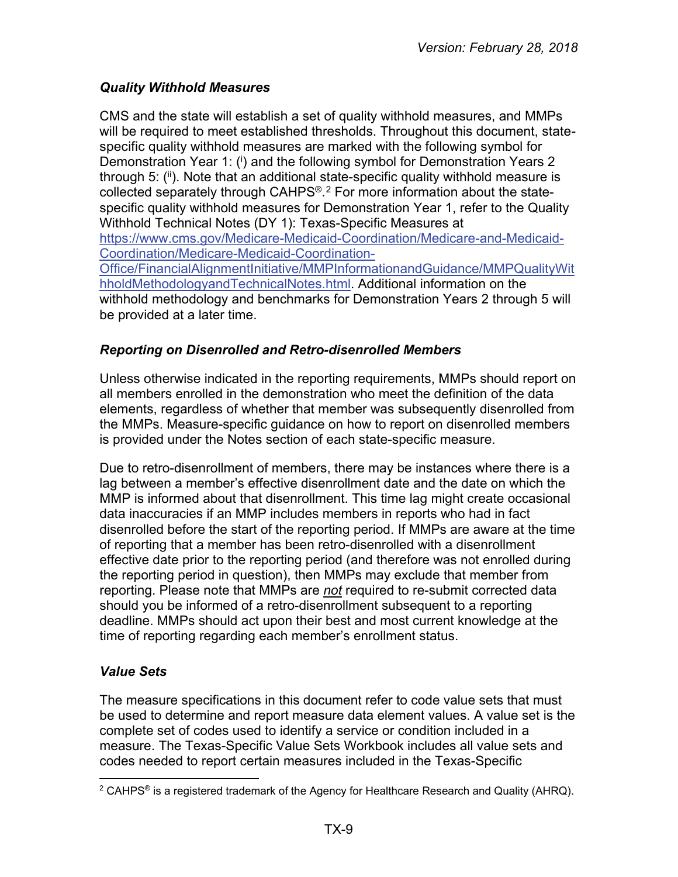### *Quality Withhold Measures*

CMS and the state will establish a set of quality withhold measures, and MMPs will be required to meet established thresholds. Throughout this document, state-specific quality withhold measures are marked with the following symbol for Demonstration Year 1: ([i]) and the following symbol for Demonstration Years 2 through 5: ([ii]). Note that an additional state-specific quality withhold measure is collected separately through CAHPS®.[2] For more information about the state-specific quality withhold measures for Demonstration Year 1, refer to the Quality Withhold Technical Notes (DY 1): Texas-Specific Measures at https://www.cms.gov/Medicare-Medicaid-Coordination/Medicare-and-Medicaid-Coordination/Medicare-Medicaid-Coordination-Office/FinancialAlignmentInitiative/MMPInformationandGuidance/MMPQualityWithholdMethodologyandTechnicalNotes.html. Additional information on the withhold methodology and benchmarks for Demonstration Years 2 through 5 will be provided at a later time.

### *Reporting on Disenrolled and Retro-disenrolled Members*

Unless otherwise indicated in the reporting requirements, MMPs should report on all members enrolled in the demonstration who meet the definition of the data elements, regardless of whether that member was subsequently disenrolled from the MMPs. Measure-specific guidance on how to report on disenrolled members is provided under the Notes section of each state-specific measure.

Due to retro-disenrollment of members, there may be instances where there is a lag between a member's effective disenrollment date and the date on which the MMP is informed about that disenrollment. This time lag might create occasional data inaccuracies if an MMP includes members in reports who had in fact disenrolled before the start of the reporting period. If MMPs are aware at the time of reporting that a member has been retro-disenrolled with a disenrollment effective date prior to the reporting period (and therefore was not enrolled during the reporting period in question), then MMPs may exclude that member from reporting. Please note that MMPs are ***not*** required to re-submit corrected data should you be informed of a retro-disenrollment subsequent to a reporting deadline. MMPs should act upon their best and most current knowledge at the time of reporting regarding each member's enrollment status.

### *Value Sets*

The measure specifications in this document refer to code value sets that must be used to determine and report measure data element values. A value set is the complete set of codes used to identify a service or condition included in a measure. The Texas-Specific Value Sets Workbook includes all value sets and codes needed to report certain measures included in the Texas-Specific

---

[2] CAHPS® is a registered trademark of the Agency for Healthcare Research and Quality (AHRQ).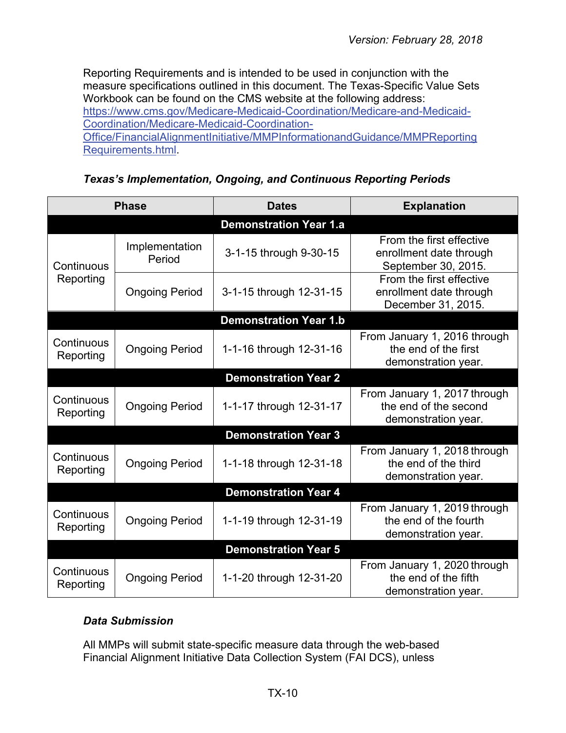Reporting Requirements and is intended to be used in conjunction with the measure specifications outlined in this document. The Texas-Specific Value Sets Workbook can be found on the CMS website at the following address: [https://www.cms.gov/Medicare-Medicaid-Coordination/Medicare-and-Medicaid-Coordination/Medicare-Medicaid-Coordination-Office/FinancialAlignmentInitiative/MMPInformationandGuidance/MMPReportingRequirements.html](https://www.cms.gov/Medicare-Medicaid-Coordination/Medicare-and-Medicaid-Coordination/Medicare-Medicaid-Coordination-Office/FinancialAlignmentInitiative/MMPInformationandGuidance/MMPReportingRequirements.html).

***Texas's Implementation, Ongoing, and Continuous Reporting Periods***

| Phase | | Dates | Explanation |
|---|---|---|---|
| **Demonstration Year 1.a** | | | |
| Continuous Reporting | Implementation Period | 3-1-15 through 9-30-15 | From the first effective enrollment date through September 30, 2015. |
| | Ongoing Period | 3-1-15 through 12-31-15 | From the first effective enrollment date through December 31, 2015. |
| **Demonstration Year 1.b** | | | |
| Continuous Reporting | Ongoing Period | 1-1-16 through 12-31-16 | From January 1, 2016 through the end of the first demonstration year. |
| **Demonstration Year 2** | | | |
| Continuous Reporting | Ongoing Period | 1-1-17 through 12-31-17 | From January 1, 2017 through the end of the second demonstration year. |
| **Demonstration Year 3** | | | |
| Continuous Reporting | Ongoing Period | 1-1-18 through 12-31-18 | From January 1, 2018 through the end of the third demonstration year. |
| **Demonstration Year 4** | | | |
| Continuous Reporting | Ongoing Period | 1-1-19 through 12-31-19 | From January 1, 2019 through the end of the fourth demonstration year. |
| **Demonstration Year 5** | | | |
| Continuous Reporting | Ongoing Period | 1-1-20 through 12-31-20 | From January 1, 2020 through the end of the fifth demonstration year. |

***Data Submission***

All MMPs will submit state-specific measure data through the web-based Financial Alignment Initiative Data Collection System (FAI DCS), unless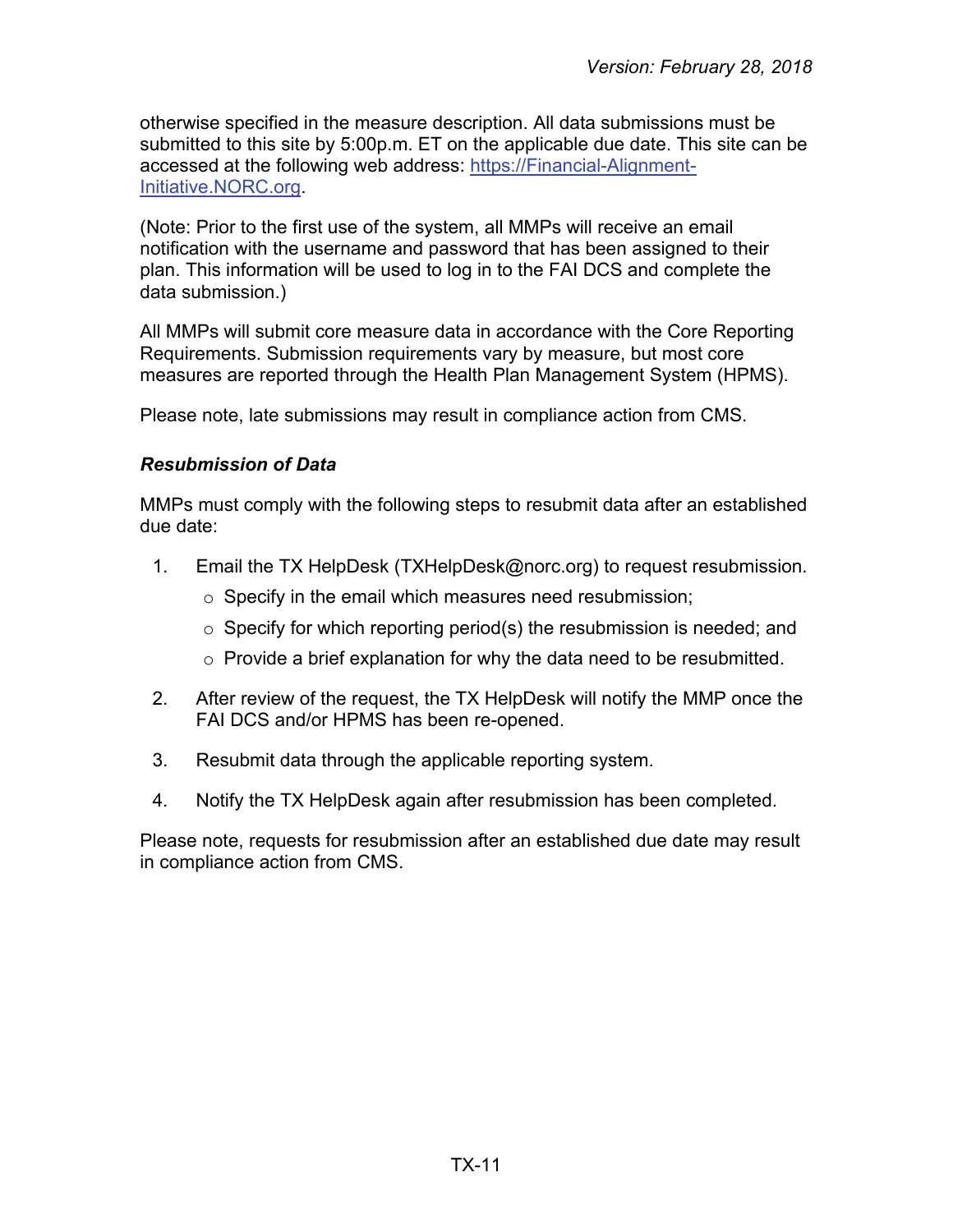otherwise specified in the measure description. All data submissions must be submitted to this site by 5:00p.m. ET on the applicable due date. This site can be accessed at the following web address: [https://Financial-Alignment-Initiative.NORC.org](https://Financial-Alignment-Initiative.NORC.org).

(Note: Prior to the first use of the system, all MMPs will receive an email notification with the username and password that has been assigned to their plan. This information will be used to log in to the FAI DCS and complete the data submission.)

All MMPs will submit core measure data in accordance with the Core Reporting Requirements. Submission requirements vary by measure, but most core measures are reported through the Health Plan Management System (HPMS).

Please note, late submissions may result in compliance action from CMS.

### *Resubmission of Data*

MMPs must comply with the following steps to resubmit data after an established due date:

1. Email the TX HelpDesk (TXHelpDesk@norc.org) to request resubmission.
   - Specify in the email which measures need resubmission;
   - Specify for which reporting period(s) the resubmission is needed; and
   - Provide a brief explanation for why the data need to be resubmitted.
2. After review of the request, the TX HelpDesk will notify the MMP once the FAI DCS and/or HPMS has been re-opened.
3. Resubmit data through the applicable reporting system.
4. Notify the TX HelpDesk again after resubmission has been completed.

Please note, requests for resubmission after an established due date may result in compliance action from CMS.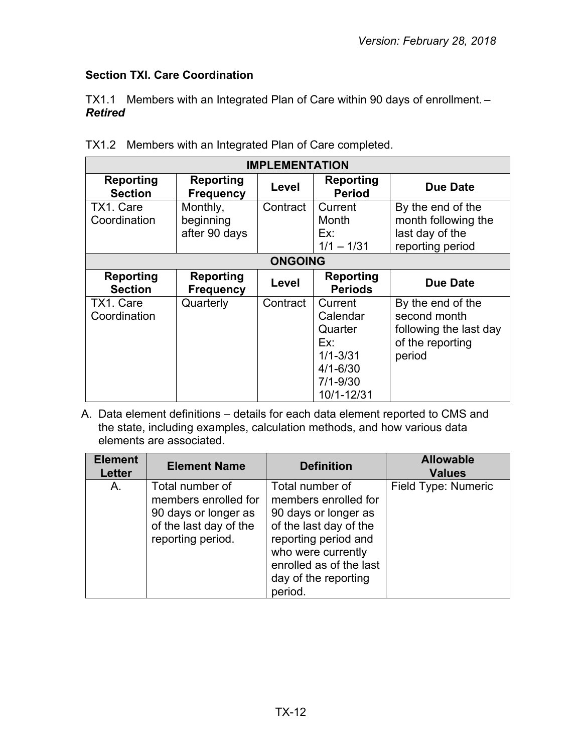*Version: February 28, 2018*

**Section TXI. Care Coordination**

TX1.1 Members with an Integrated Plan of Care within 90 days of enrollment. – ***Retired***

TX1.2 Members with an Integrated Plan of Care completed.

| **IMPLEMENTATION** | | | | |
|---|---|---|---|---|
| **Reporting Section** | **Reporting Frequency** | **Level** | **Reporting Period** | **Due Date** |
| TX1. Care Coordination | Monthly, beginning after 90 days | Contract | Current Month Ex: 1/1 – 1/31 | By the end of the month following the last day of the reporting period |
| **ONGOING** | | | | |
| **Reporting Section** | **Reporting Frequency** | **Level** | **Reporting Periods** | **Due Date** |
| TX1. Care Coordination | Quarterly | Contract | Current Calendar Quarter Ex: 1/1-3/31 4/1-6/30 7/1-9/30 10/1-12/31 | By the end of the second month following the last day of the reporting period |

A. Data element definitions – details for each data element reported to CMS and the state, including examples, calculation methods, and how various data elements are associated.

| Element Letter | Element Name | Definition | Allowable Values |
|---|---|---|---|
| A. | Total number of members enrolled for 90 days or longer as of the last day of the reporting period. | Total number of members enrolled for 90 days or longer as of the last day of the reporting period and who were currently enrolled as of the last day of the reporting period. | Field Type: Numeric |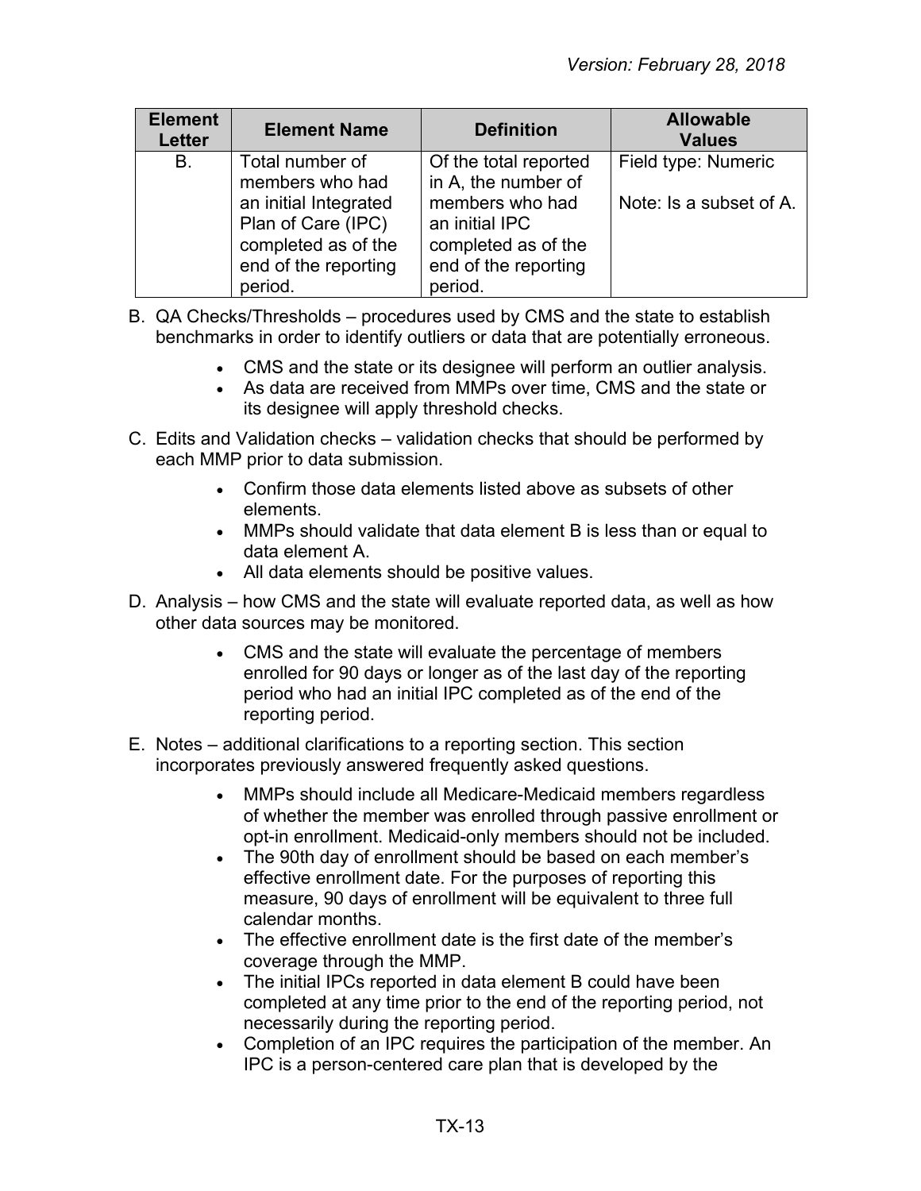| Element Letter | Element Name | Definition | Allowable Values |
|---|---|---|---|
| B. | Total number of members who had an initial Integrated Plan of Care (IPC) completed as of the end of the reporting period. | Of the total reported in A, the number of members who had an initial IPC completed as of the end of the reporting period. | Field type: Numeric<br><br>Note: Is a subset of A. |

B. QA Checks/Thresholds – procedures used by CMS and the state to establish benchmarks in order to identify outliers or data that are potentially erroneous.

- CMS and the state or its designee will perform an outlier analysis.
- As data are received from MMPs over time, CMS and the state or its designee will apply threshold checks.

C. Edits and Validation checks – validation checks that should be performed by each MMP prior to data submission.

- Confirm those data elements listed above as subsets of other elements.
- MMPs should validate that data element B is less than or equal to data element A.
- All data elements should be positive values.

D. Analysis – how CMS and the state will evaluate reported data, as well as how other data sources may be monitored.

- CMS and the state will evaluate the percentage of members enrolled for 90 days or longer as of the last day of the reporting period who had an initial IPC completed as of the end of the reporting period.

E. Notes – additional clarifications to a reporting section. This section incorporates previously answered frequently asked questions.

- MMPs should include all Medicare-Medicaid members regardless of whether the member was enrolled through passive enrollment or opt-in enrollment. Medicaid-only members should not be included.
- The 90th day of enrollment should be based on each member's effective enrollment date. For the purposes of reporting this measure, 90 days of enrollment will be equivalent to three full calendar months.
- The effective enrollment date is the first date of the member's coverage through the MMP.
- The initial IPCs reported in data element B could have been completed at any time prior to the end of the reporting period, not necessarily during the reporting period.
- Completion of an IPC requires the participation of the member. An IPC is a person-centered care plan that is developed by the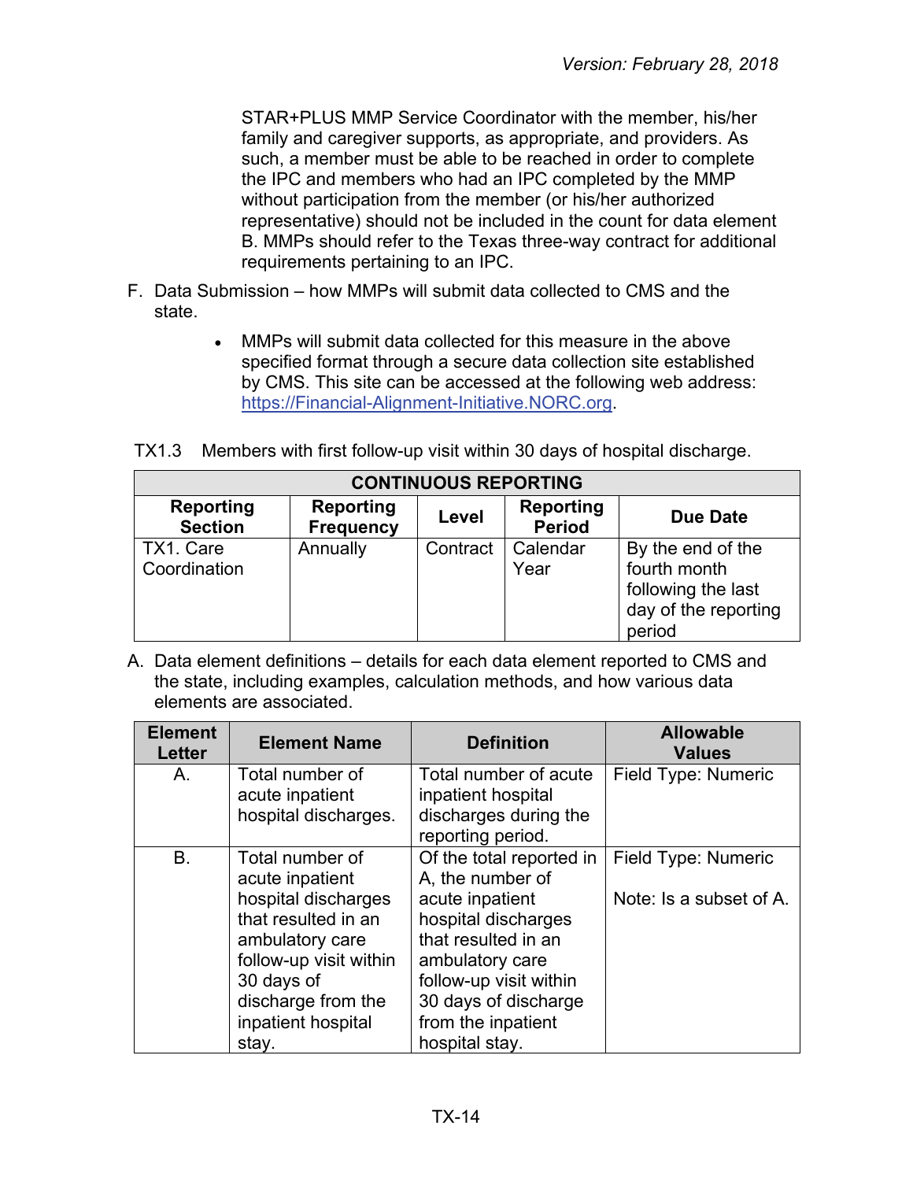STAR+PLUS MMP Service Coordinator with the member, his/her family and caregiver supports, as appropriate, and providers. As such, a member must be able to be reached in order to complete the IPC and members who had an IPC completed by the MMP without participation from the member (or his/her authorized representative) should not be included in the count for data element B. MMPs should refer to the Texas three-way contract for additional requirements pertaining to an IPC.

F. Data Submission – how MMPs will submit data collected to CMS and the state.

- MMPs will submit data collected for this measure in the above specified format through a secure data collection site established by CMS. This site can be accessed at the following web address: https://Financial-Alignment-Initiative.NORC.org.

TX1.3 Members with first follow-up visit within 30 days of hospital discharge.

| CONTINUOUS REPORTING | | | | |
|---|---|---|---|---|
| **Reporting Section** | **Reporting Frequency** | **Level** | **Reporting Period** | **Due Date** |
| TX1. Care Coordination | Annually | Contract | Calendar Year | By the end of the fourth month following the last day of the reporting period |

A. Data element definitions – details for each data element reported to CMS and the state, including examples, calculation methods, and how various data elements are associated.

| Element Letter | Element Name | Definition | Allowable Values |
|---|---|---|---|
| A. | Total number of acute inpatient hospital discharges. | Total number of acute inpatient hospital discharges during the reporting period. | Field Type: Numeric |
| B. | Total number of acute inpatient hospital discharges that resulted in an ambulatory care follow-up visit within 30 days of discharge from the inpatient hospital stay. | Of the total reported in A, the number of acute inpatient hospital discharges that resulted in an ambulatory care follow-up visit within 30 days of discharge from the inpatient hospital stay. | Field Type: Numeric<br><br>Note: Is a subset of A. |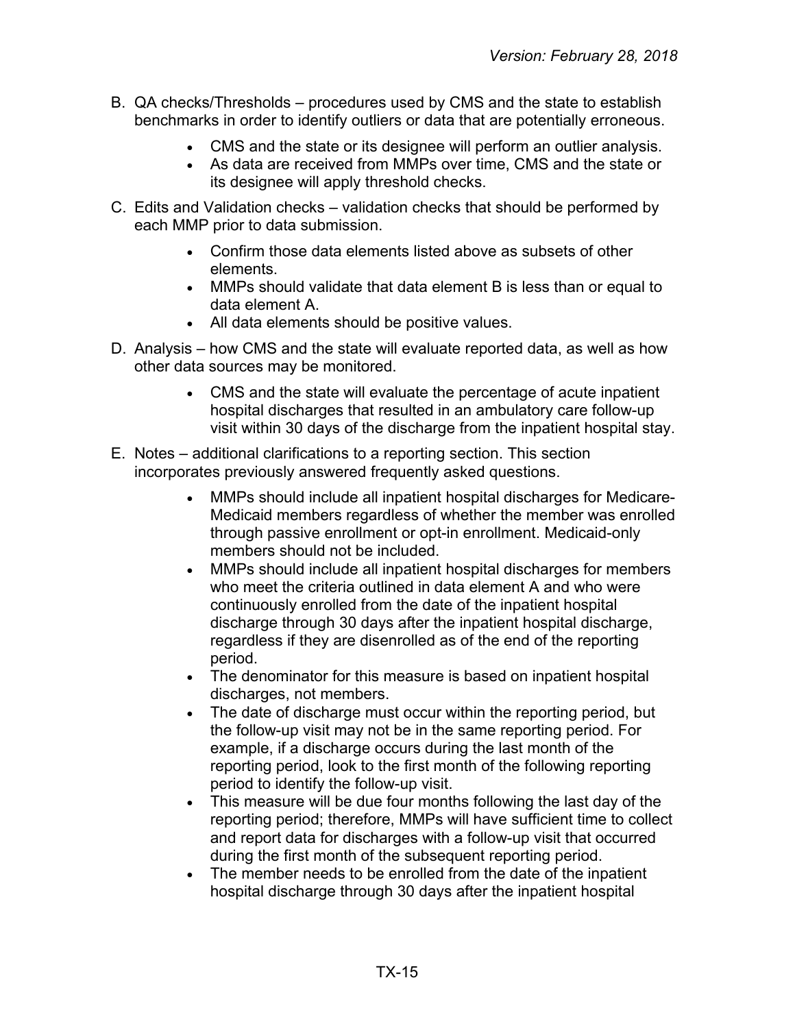B. QA checks/Thresholds – procedures used by CMS and the state to establish benchmarks in order to identify outliers or data that are potentially erroneous.

- CMS and the state or its designee will perform an outlier analysis.
- As data are received from MMPs over time, CMS and the state or its designee will apply threshold checks.

C. Edits and Validation checks – validation checks that should be performed by each MMP prior to data submission.

- Confirm those data elements listed above as subsets of other elements.
- MMPs should validate that data element B is less than or equal to data element A.
- All data elements should be positive values.

D. Analysis – how CMS and the state will evaluate reported data, as well as how other data sources may be monitored.

- CMS and the state will evaluate the percentage of acute inpatient hospital discharges that resulted in an ambulatory care follow-up visit within 30 days of the discharge from the inpatient hospital stay.

E. Notes – additional clarifications to a reporting section. This section incorporates previously answered frequently asked questions.

- MMPs should include all inpatient hospital discharges for Medicare-Medicaid members regardless of whether the member was enrolled through passive enrollment or opt-in enrollment. Medicaid-only members should not be included.
- MMPs should include all inpatient hospital discharges for members who meet the criteria outlined in data element A and who were continuously enrolled from the date of the inpatient hospital discharge through 30 days after the inpatient hospital discharge, regardless if they are disenrolled as of the end of the reporting period.
- The denominator for this measure is based on inpatient hospital discharges, not members.
- The date of discharge must occur within the reporting period, but the follow-up visit may not be in the same reporting period. For example, if a discharge occurs during the last month of the reporting period, look to the first month of the following reporting period to identify the follow-up visit.
- This measure will be due four months following the last day of the reporting period; therefore, MMPs will have sufficient time to collect and report data for discharges with a follow-up visit that occurred during the first month of the subsequent reporting period.
- The member needs to be enrolled from the date of the inpatient hospital discharge through 30 days after the inpatient hospital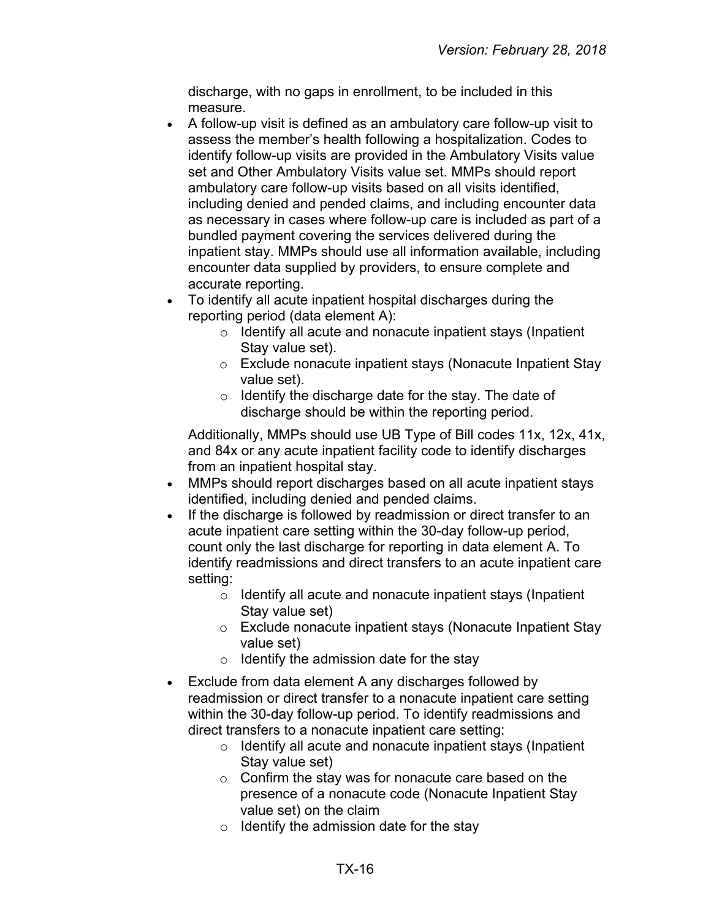discharge, with no gaps in enrollment, to be included in this measure.

- A follow-up visit is defined as an ambulatory care follow-up visit to assess the member's health following a hospitalization. Codes to identify follow-up visits are provided in the Ambulatory Visits value set and Other Ambulatory Visits value set. MMPs should report ambulatory care follow-up visits based on all visits identified, including denied and pended claims, and including encounter data as necessary in cases where follow-up care is included as part of a bundled payment covering the services delivered during the inpatient stay. MMPs should use all information available, including encounter data supplied by providers, to ensure complete and accurate reporting.
- To identify all acute inpatient hospital discharges during the reporting period (data element A):
    - Identify all acute and nonacute inpatient stays (Inpatient Stay value set).
    - Exclude nonacute inpatient stays (Nonacute Inpatient Stay value set).
    - Identify the discharge date for the stay. The date of discharge should be within the reporting period.

  Additionally, MMPs should use UB Type of Bill codes 11x, 12x, 41x, and 84x or any acute inpatient facility code to identify discharges from an inpatient hospital stay.
- MMPs should report discharges based on all acute inpatient stays identified, including denied and pended claims.
- If the discharge is followed by readmission or direct transfer to an acute inpatient care setting within the 30-day follow-up period, count only the last discharge for reporting in data element A. To identify readmissions and direct transfers to an acute inpatient care setting:
    - Identify all acute and nonacute inpatient stays (Inpatient Stay value set)
    - Exclude nonacute inpatient stays (Nonacute Inpatient Stay value set)
    - Identify the admission date for the stay
- Exclude from data element A any discharges followed by readmission or direct transfer to a nonacute inpatient care setting within the 30-day follow-up period. To identify readmissions and direct transfers to a nonacute inpatient care setting:
    - Identify all acute and nonacute inpatient stays (Inpatient Stay value set)
    - Confirm the stay was for nonacute care based on the presence of a nonacute code (Nonacute Inpatient Stay value set) on the claim
    - Identify the admission date for the stay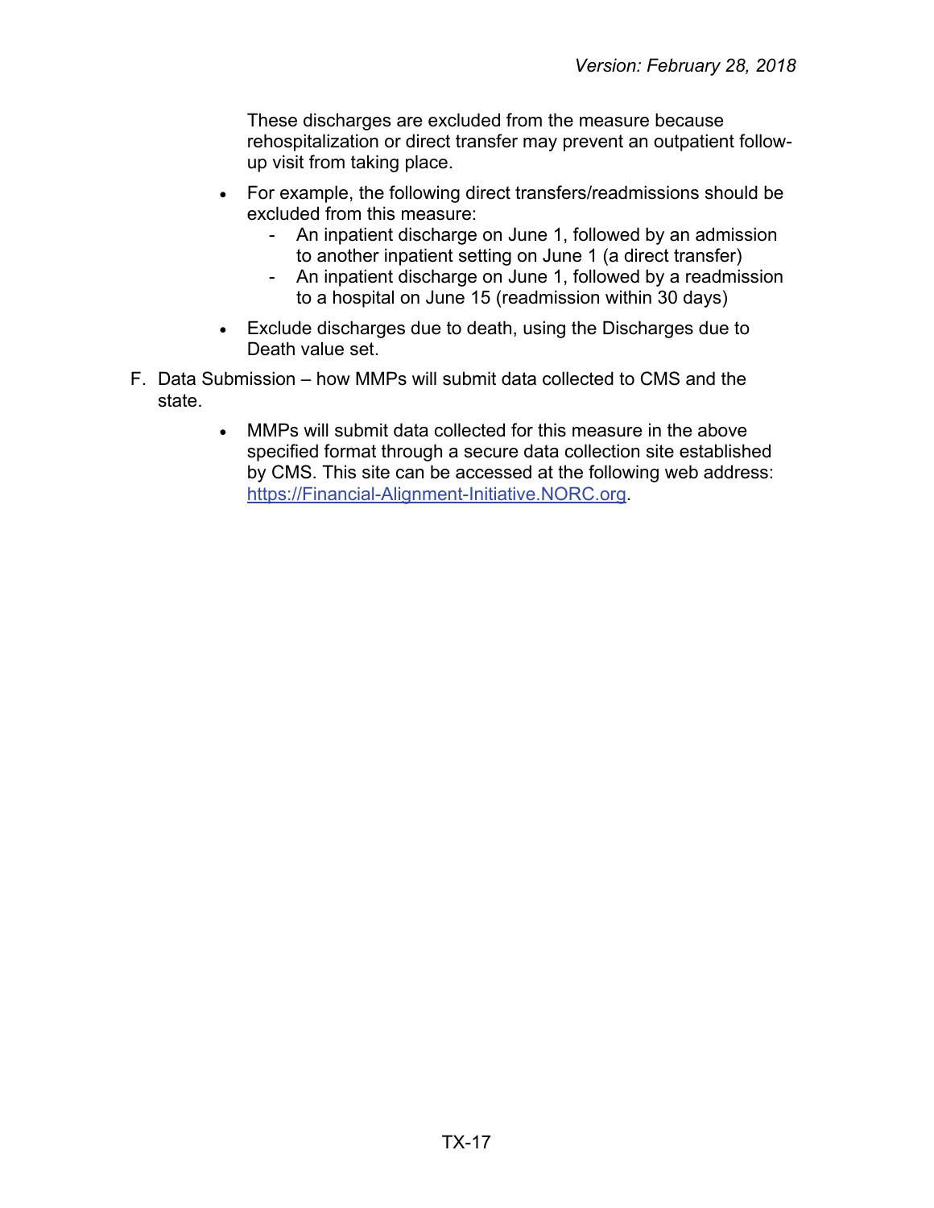These discharges are excluded from the measure because rehospitalization or direct transfer may prevent an outpatient follow-up visit from taking place.

- For example, the following direct transfers/readmissions should be excluded from this measure:
  - An inpatient discharge on June 1, followed by an admission to another inpatient setting on June 1 (a direct transfer)
  - An inpatient discharge on June 1, followed by a readmission to a hospital on June 15 (readmission within 30 days)
- Exclude discharges due to death, using the Discharges due to Death value set.

F. Data Submission – how MMPs will submit data collected to CMS and the state.

- MMPs will submit data collected for this measure in the above specified format through a secure data collection site established by CMS. This site can be accessed at the following web address: [https://Financial-Alignment-Initiative.NORC.org](https://Financial-Alignment-Initiative.NORC.org).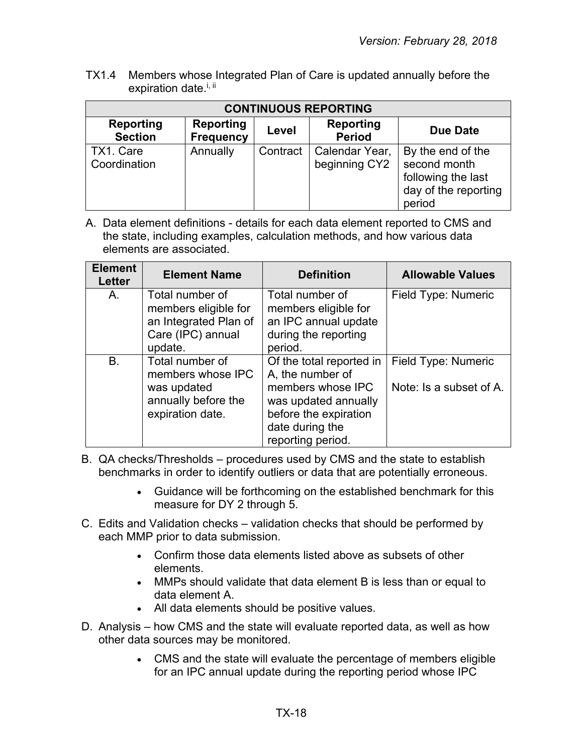TX1.4 Members whose Integrated Plan of Care is updated annually before the expiration date.[i, ii]

| CONTINUOUS REPORTING | | | | |
|---|---|---|---|---|
| **Reporting Section** | **Reporting Frequency** | **Level** | **Reporting Period** | **Due Date** |
| TX1. Care Coordination | Annually | Contract | Calendar Year, beginning CY2 | By the end of the second month following the last day of the reporting period |

A. Data element definitions - details for each data element reported to CMS and the state, including examples, calculation methods, and how various data elements are associated.

| Element Letter | Element Name | Definition | Allowable Values |
|---|---|---|---|
| A. | Total number of members eligible for an Integrated Plan of Care (IPC) annual update. | Total number of members eligible for an IPC annual update during the reporting period. | Field Type: Numeric |
| B. | Total number of members whose IPC was updated annually before the expiration date. | Of the total reported in A, the number of members whose IPC was updated annually before the expiration date during the reporting period. | Field Type: Numeric<br><br>Note: Is a subset of A. |

B. QA checks/Thresholds – procedures used by CMS and the state to establish benchmarks in order to identify outliers or data that are potentially erroneous.

- Guidance will be forthcoming on the established benchmark for this measure for DY 2 through 5.

C. Edits and Validation checks – validation checks that should be performed by each MMP prior to data submission.

- Confirm those data elements listed above as subsets of other elements.
- MMPs should validate that data element B is less than or equal to data element A.
- All data elements should be positive values.

D. Analysis – how CMS and the state will evaluate reported data, as well as how other data sources may be monitored.

- CMS and the state will evaluate the percentage of members eligible for an IPC annual update during the reporting period whose IPC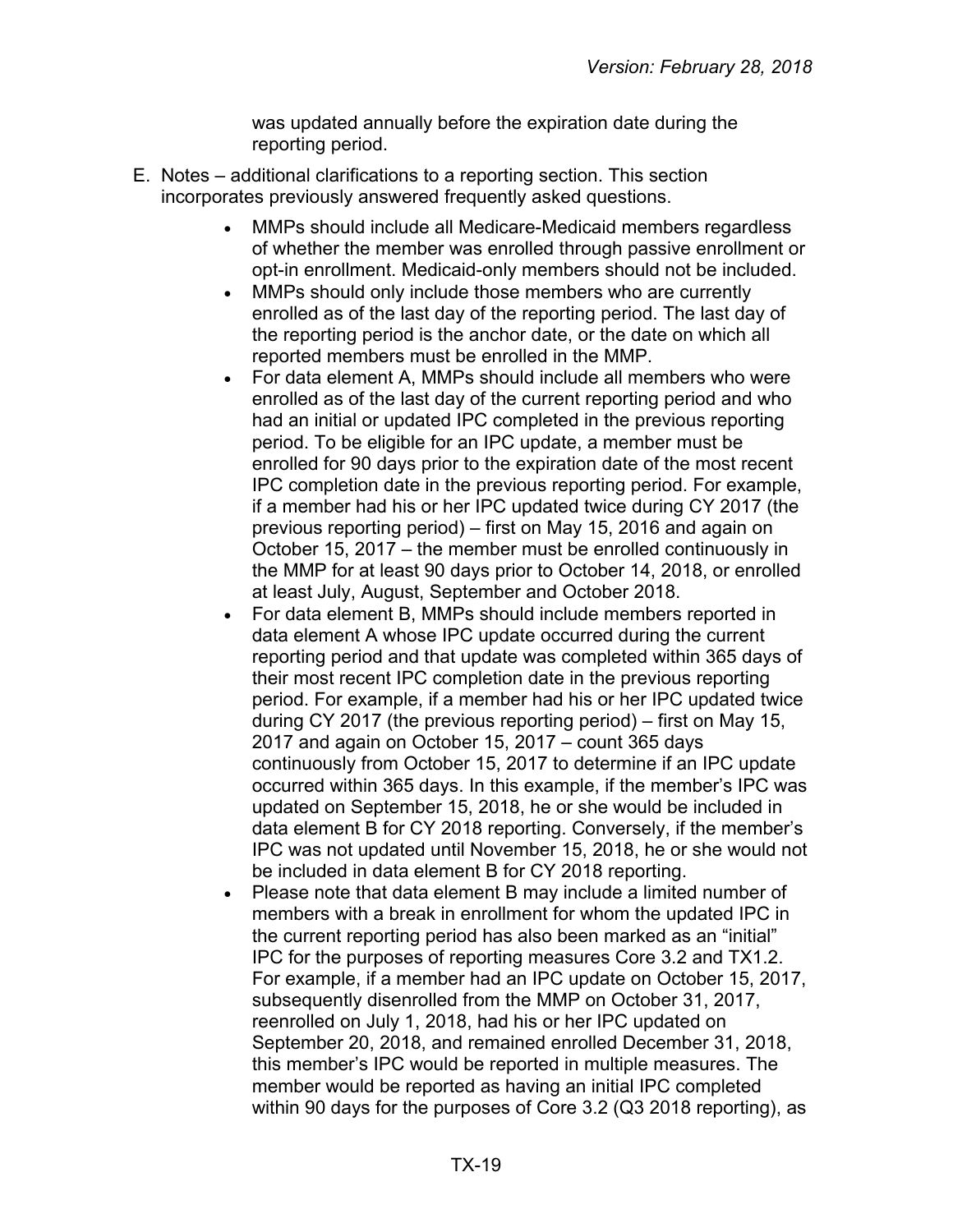was updated annually before the expiration date during the reporting period.

E. Notes – additional clarifications to a reporting section. This section incorporates previously answered frequently asked questions.

- MMPs should include all Medicare-Medicaid members regardless of whether the member was enrolled through passive enrollment or opt-in enrollment. Medicaid-only members should not be included.
- MMPs should only include those members who are currently enrolled as of the last day of the reporting period. The last day of the reporting period is the anchor date, or the date on which all reported members must be enrolled in the MMP.
- For data element A, MMPs should include all members who were enrolled as of the last day of the current reporting period and who had an initial or updated IPC completed in the previous reporting period. To be eligible for an IPC update, a member must be enrolled for 90 days prior to the expiration date of the most recent IPC completion date in the previous reporting period. For example, if a member had his or her IPC updated twice during CY 2017 (the previous reporting period) – first on May 15, 2016 and again on October 15, 2017 – the member must be enrolled continuously in the MMP for at least 90 days prior to October 14, 2018, or enrolled at least July, August, September and October 2018.
- For data element B, MMPs should include members reported in data element A whose IPC update occurred during the current reporting period and that update was completed within 365 days of their most recent IPC completion date in the previous reporting period. For example, if a member had his or her IPC updated twice during CY 2017 (the previous reporting period) – first on May 15, 2017 and again on October 15, 2017 – count 365 days continuously from October 15, 2017 to determine if an IPC update occurred within 365 days. In this example, if the member's IPC was updated on September 15, 2018, he or she would be included in data element B for CY 2018 reporting. Conversely, if the member's IPC was not updated until November 15, 2018, he or she would not be included in data element B for CY 2018 reporting.
- Please note that data element B may include a limited number of members with a break in enrollment for whom the updated IPC in the current reporting period has also been marked as an "initial" IPC for the purposes of reporting measures Core 3.2 and TX1.2. For example, if a member had an IPC update on October 15, 2017, subsequently disenrolled from the MMP on October 31, 2017, reenrolled on July 1, 2018, had his or her IPC updated on September 20, 2018, and remained enrolled December 31, 2018, this member's IPC would be reported in multiple measures. The member would be reported as having an initial IPC completed within 90 days for the purposes of Core 3.2 (Q3 2018 reporting), as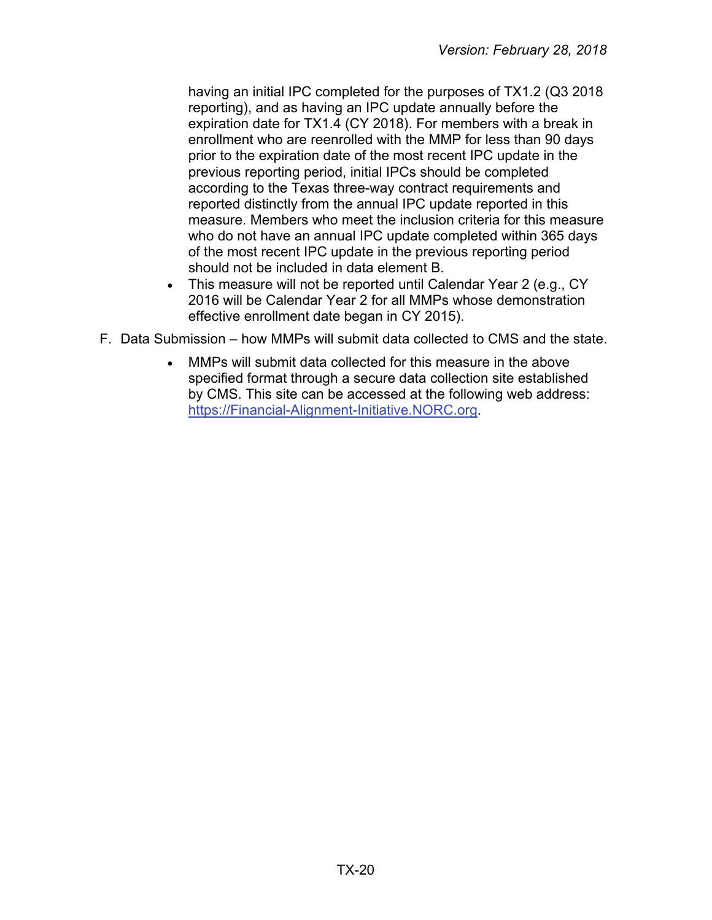having an initial IPC completed for the purposes of TX1.2 (Q3 2018 reporting), and as having an IPC update annually before the expiration date for TX1.4 (CY 2018). For members with a break in enrollment who are reenrolled with the MMP for less than 90 days prior to the expiration date of the most recent IPC update in the previous reporting period, initial IPCs should be completed according to the Texas three-way contract requirements and reported distinctly from the annual IPC update reported in this measure. Members who meet the inclusion criteria for this measure who do not have an annual IPC update completed within 365 days of the most recent IPC update in the previous reporting period should not be included in data element B.

- This measure will not be reported until Calendar Year 2 (e.g., CY 2016 will be Calendar Year 2 for all MMPs whose demonstration effective enrollment date began in CY 2015).

F. Data Submission – how MMPs will submit data collected to CMS and the state.

- MMPs will submit data collected for this measure in the above specified format through a secure data collection site established by CMS. This site can be accessed at the following web address: https://Financial-Alignment-Initiative.NORC.org.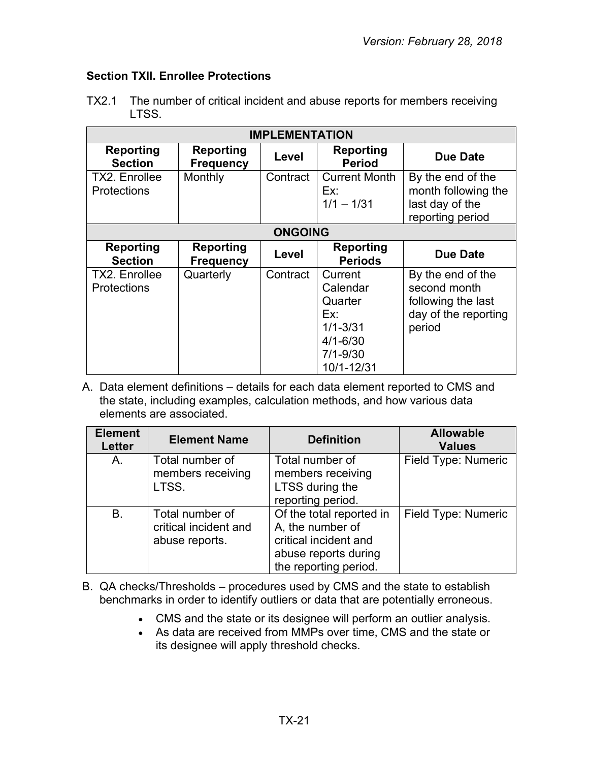### Section TXII. Enrollee Protections

TX2.1 The number of critical incident and abuse reports for members receiving LTSS.

| IMPLEMENTATION | | | | |
|---|---|---|---|---|
| **Reporting Section** | **Reporting Frequency** | **Level** | **Reporting Period** | **Due Date** |
| TX2. Enrollee Protections | Monthly | Contract | Current Month Ex: 1/1 – 1/31 | By the end of the month following the last day of the reporting period |
| **ONGOING** | | | | |
| **Reporting Section** | **Reporting Frequency** | **Level** | **Reporting Periods** | **Due Date** |
| TX2. Enrollee Protections | Quarterly | Contract | Current Calendar Quarter Ex: 1/1-3/31 4/1-6/30 7/1-9/30 10/1-12/31 | By the end of the second month following the last day of the reporting period |

A. Data element definitions – details for each data element reported to CMS and the state, including examples, calculation methods, and how various data elements are associated.

| Element Letter | Element Name | Definition | Allowable Values |
|---|---|---|---|
| A. | Total number of members receiving LTSS. | Total number of members receiving LTSS during the reporting period. | Field Type: Numeric |
| B. | Total number of critical incident and abuse reports. | Of the total reported in A, the number of critical incident and abuse reports during the reporting period. | Field Type: Numeric |

B. QA checks/Thresholds – procedures used by CMS and the state to establish benchmarks in order to identify outliers or data that are potentially erroneous.

- CMS and the state or its designee will perform an outlier analysis.
- As data are received from MMPs over time, CMS and the state or its designee will apply threshold checks.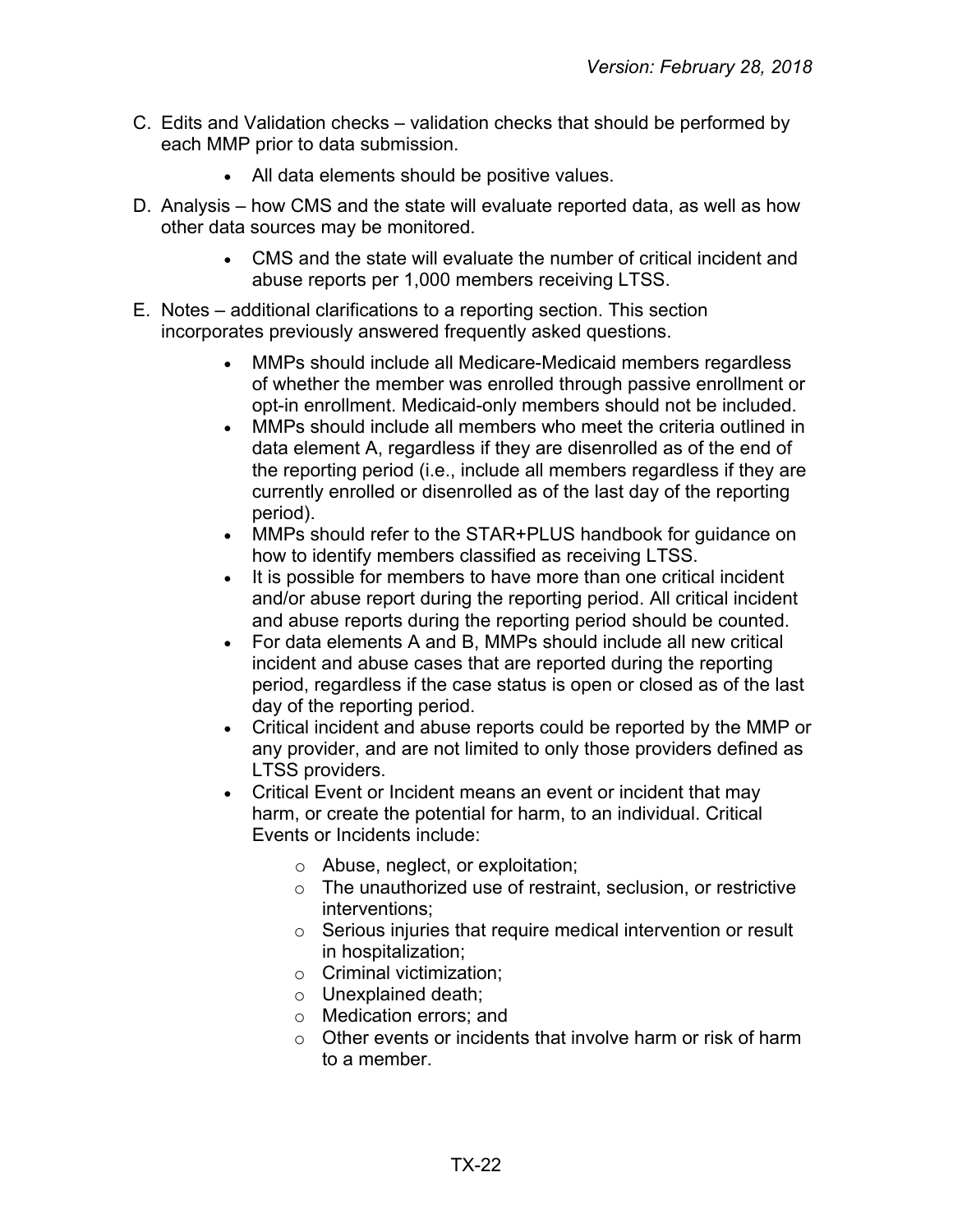C. Edits and Validation checks – validation checks that should be performed by each MMP prior to data submission.

    - All data elements should be positive values.

D. Analysis – how CMS and the state will evaluate reported data, as well as how other data sources may be monitored.

    - CMS and the state will evaluate the number of critical incident and abuse reports per 1,000 members receiving LTSS.

E. Notes – additional clarifications to a reporting section. This section incorporates previously answered frequently asked questions.

    - MMPs should include all Medicare-Medicaid members regardless of whether the member was enrolled through passive enrollment or opt-in enrollment. Medicaid-only members should not be included.
    - MMPs should include all members who meet the criteria outlined in data element A, regardless if they are disenrolled as of the end of the reporting period (i.e., include all members regardless if they are currently enrolled or disenrolled as of the last day of the reporting period).
    - MMPs should refer to the STAR+PLUS handbook for guidance on how to identify members classified as receiving LTSS.
    - It is possible for members to have more than one critical incident and/or abuse report during the reporting period. All critical incident and abuse reports during the reporting period should be counted.
    - For data elements A and B, MMPs should include all new critical incident and abuse cases that are reported during the reporting period, regardless if the case status is open or closed as of the last day of the reporting period.
    - Critical incident and abuse reports could be reported by the MMP or any provider, and are not limited to only those providers defined as LTSS providers.
    - Critical Event or Incident means an event or incident that may harm, or create the potential for harm, to an individual. Critical Events or Incidents include:
        - Abuse, neglect, or exploitation;
        - The unauthorized use of restraint, seclusion, or restrictive interventions;
        - Serious injuries that require medical intervention or result in hospitalization;
        - Criminal victimization;
        - Unexplained death;
        - Medication errors; and
        - Other events or incidents that involve harm or risk of harm to a member.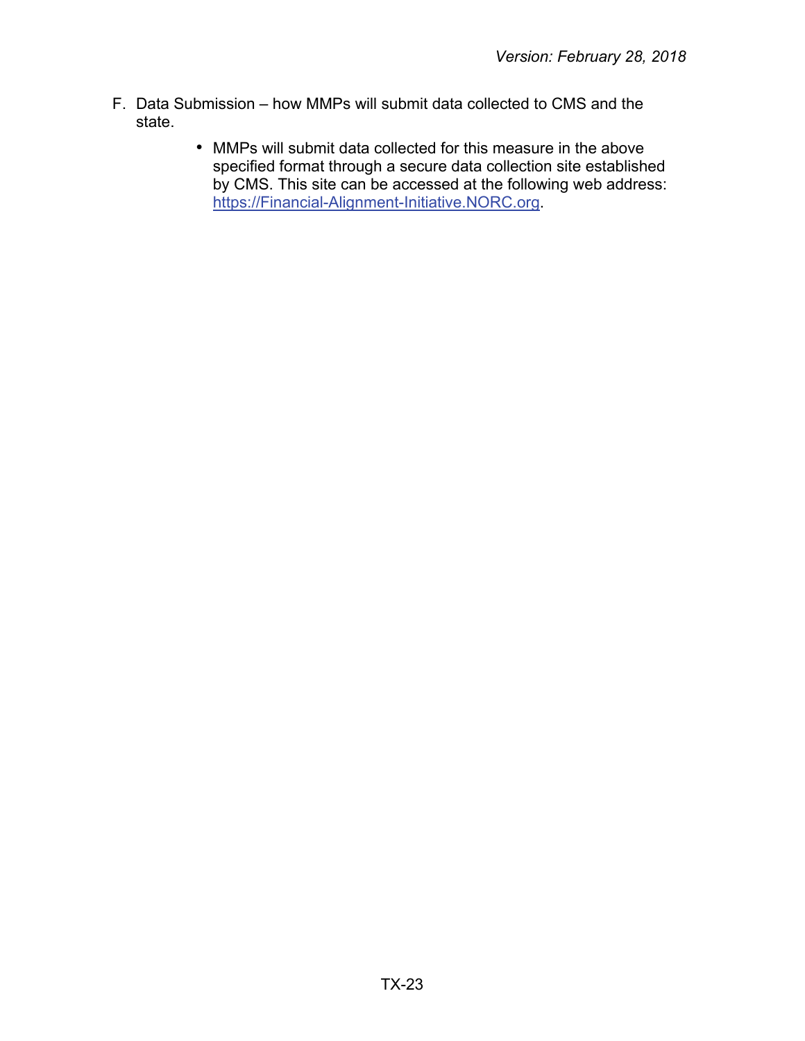F. Data Submission – how MMPs will submit data collected to CMS and the state.

- MMPs will submit data collected for this measure in the above specified format through a secure data collection site established by CMS. This site can be accessed at the following web address: https://Financial-Alignment-Initiative.NORC.org.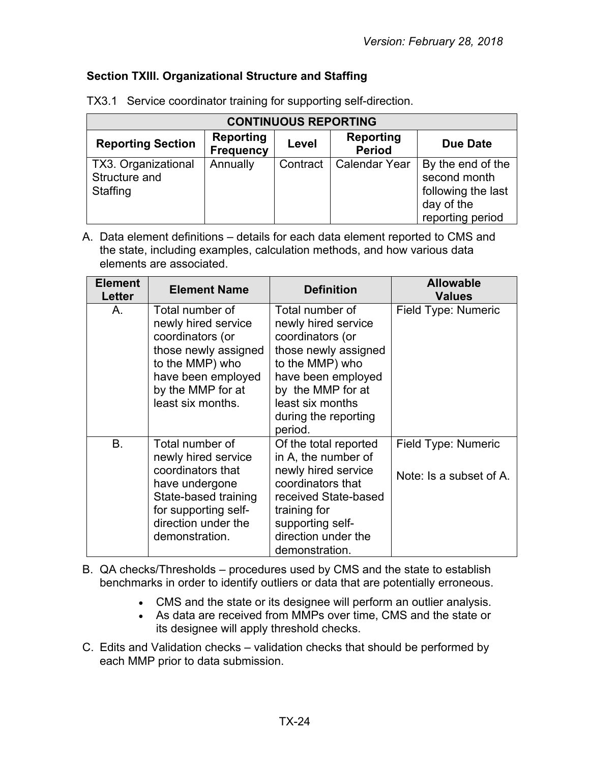## Section TXIII. Organizational Structure and Staffing

TX3.1 Service coordinator training for supporting self-direction.

| CONTINUOUS REPORTING | | | | |
|---|---|---|---|---|
| **Reporting Section** | **Reporting Frequency** | **Level** | **Reporting Period** | **Due Date** |
| TX3. Organizational Structure and Staffing | Annually | Contract | Calendar Year | By the end of the second month following the last day of the reporting period |

A. Data element definitions – details for each data element reported to CMS and the state, including examples, calculation methods, and how various data elements are associated.

| Element Letter | Element Name | Definition | Allowable Values |
|---|---|---|---|
| A. | Total number of newly hired service coordinators (or those newly assigned to the MMP) who have been employed by the MMP for at least six months. | Total number of newly hired service coordinators (or those newly assigned to the MMP) who have been employed by the MMP for at least six months during the reporting period. | Field Type: Numeric |
| B. | Total number of newly hired service coordinators that have undergone State-based training for supporting self-direction under the demonstration. | Of the total reported in A, the number of newly hired service coordinators that received State-based training for supporting self-direction under the demonstration. | Field Type: Numeric<br><br>Note: Is a subset of A. |

B. QA checks/Thresholds – procedures used by CMS and the state to establish benchmarks in order to identify outliers or data that are potentially erroneous.

- CMS and the state or its designee will perform an outlier analysis.
- As data are received from MMPs over time, CMS and the state or its designee will apply threshold checks.

C. Edits and Validation checks – validation checks that should be performed by each MMP prior to data submission.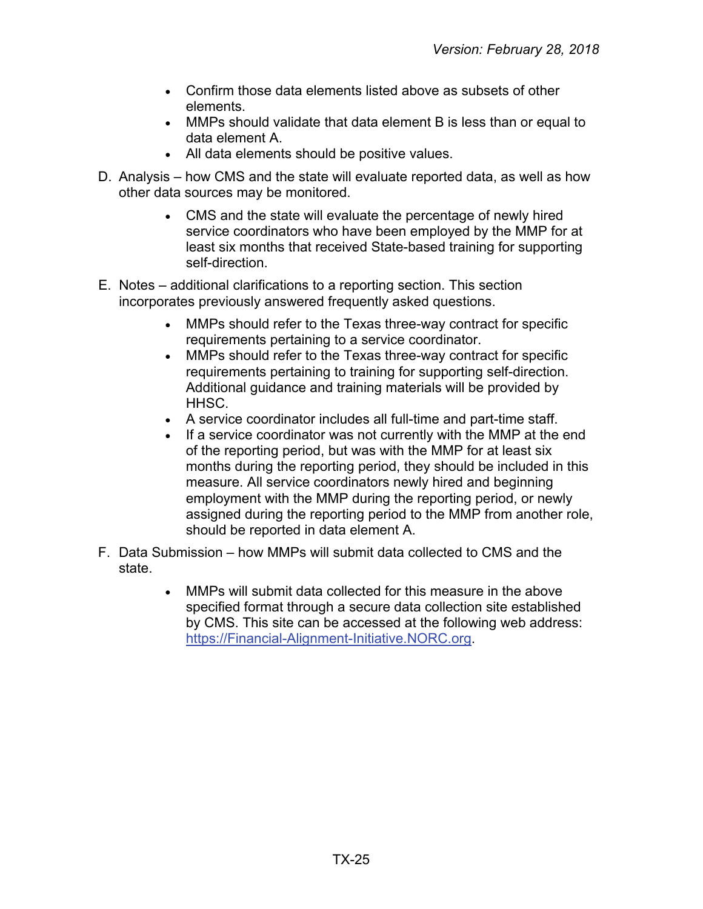- Confirm those data elements listed above as subsets of other elements.
- MMPs should validate that data element B is less than or equal to data element A.
- All data elements should be positive values.

D. Analysis – how CMS and the state will evaluate reported data, as well as how other data sources may be monitored.

- CMS and the state will evaluate the percentage of newly hired service coordinators who have been employed by the MMP for at least six months that received State-based training for supporting self-direction.

E. Notes – additional clarifications to a reporting section. This section incorporates previously answered frequently asked questions.

- MMPs should refer to the Texas three-way contract for specific requirements pertaining to a service coordinator.
- MMPs should refer to the Texas three-way contract for specific requirements pertaining to training for supporting self-direction. Additional guidance and training materials will be provided by HHSC.
- A service coordinator includes all full-time and part-time staff.
- If a service coordinator was not currently with the MMP at the end of the reporting period, but was with the MMP for at least six months during the reporting period, they should be included in this measure. All service coordinators newly hired and beginning employment with the MMP during the reporting period, or newly assigned during the reporting period to the MMP from another role, should be reported in data element A.

F. Data Submission – how MMPs will submit data collected to CMS and the state.

- MMPs will submit data collected for this measure in the above specified format through a secure data collection site established by CMS. This site can be accessed at the following web address: [https://Financial-Alignment-Initiative.NORC.org](https://Financial-Alignment-Initiative.NORC.org).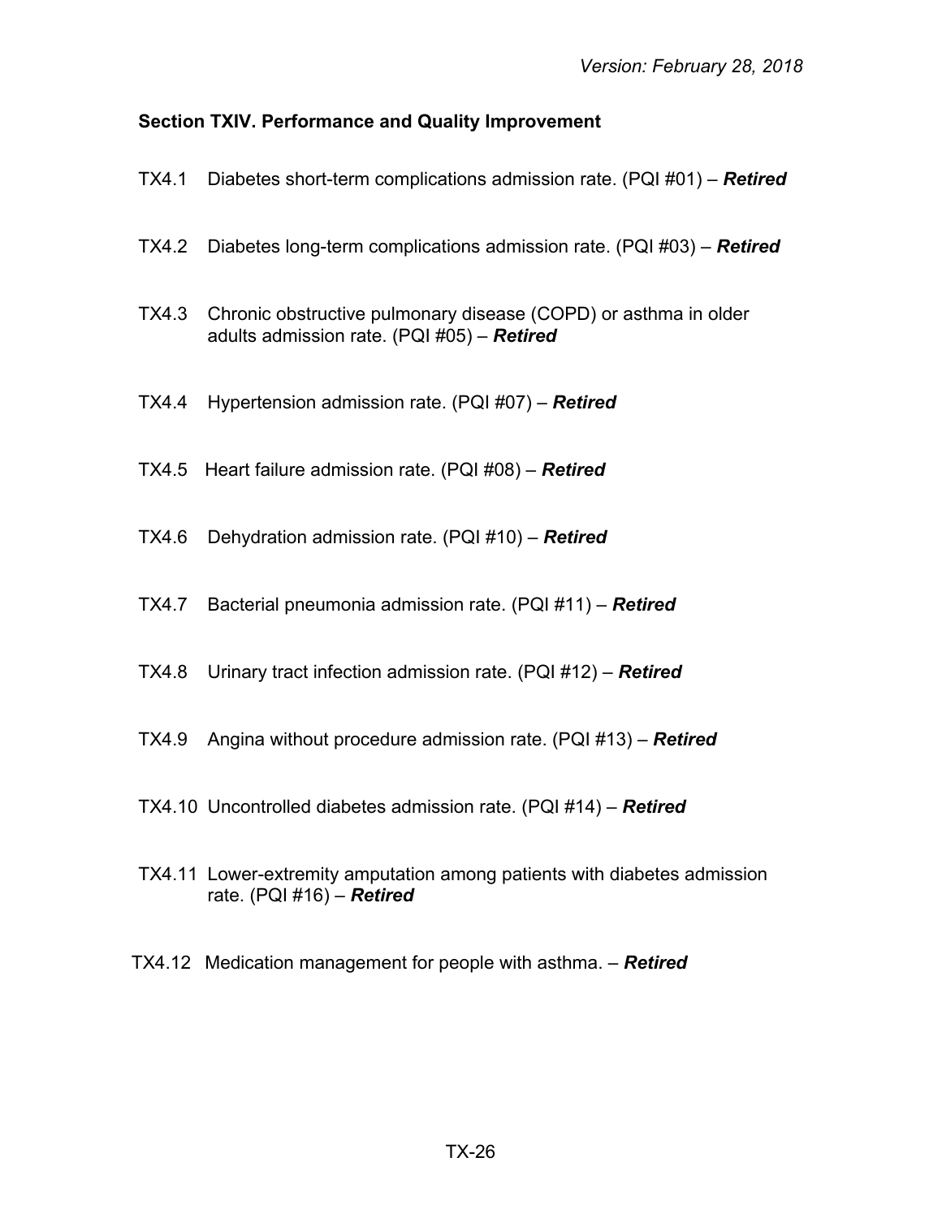## Section TXIV. Performance and Quality Improvement

TX4.1 Diabetes short-term complications admission rate. (PQI #01) – ***Retired***

TX4.2 Diabetes long-term complications admission rate. (PQI #03) – ***Retired***

TX4.3 Chronic obstructive pulmonary disease (COPD) or asthma in older adults admission rate. (PQI #05) – ***Retired***

TX4.4 Hypertension admission rate. (PQI #07) – ***Retired***

TX4.5 Heart failure admission rate. (PQI #08) – ***Retired***

TX4.6 Dehydration admission rate. (PQI #10) – ***Retired***

TX4.7 Bacterial pneumonia admission rate. (PQI #11) – ***Retired***

TX4.8 Urinary tract infection admission rate. (PQI #12) – ***Retired***

TX4.9 Angina without procedure admission rate. (PQI #13) – ***Retired***

TX4.10 Uncontrolled diabetes admission rate. (PQI #14) – ***Retired***

TX4.11 Lower-extremity amputation among patients with diabetes admission rate. (PQI #16) – ***Retired***

TX4.12 Medication management for people with asthma. – ***Retired***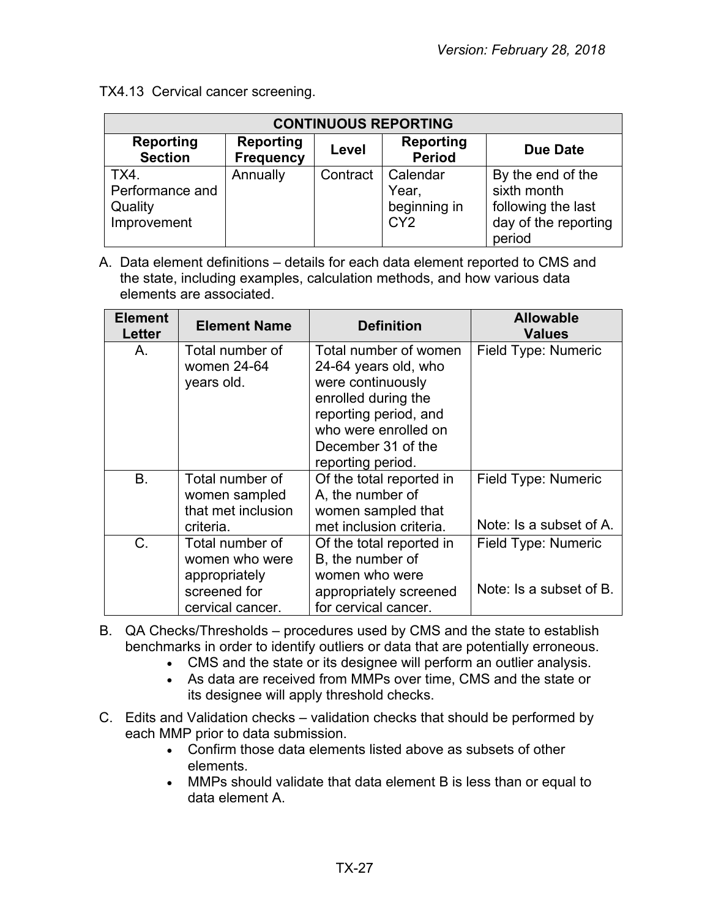TX4.13 Cervical cancer screening.

| CONTINUOUS REPORTING | | | | |
|---|---|---|---|---|
| **Reporting Section** | **Reporting Frequency** | **Level** | **Reporting Period** | **Due Date** |
| TX4. Performance and Quality Improvement | Annually | Contract | Calendar Year, beginning in CY2 | By the end of the sixth month following the last day of the reporting period |

A. Data element definitions – details for each data element reported to CMS and the state, including examples, calculation methods, and how various data elements are associated.

| Element Letter | Element Name | Definition | Allowable Values |
|---|---|---|---|
| A. | Total number of women 24-64 years old. | Total number of women 24-64 years old, who were continuously enrolled during the reporting period, and who were enrolled on December 31 of the reporting period. | Field Type: Numeric |
| B. | Total number of women sampled that met inclusion criteria. | Of the total reported in A, the number of women sampled that met inclusion criteria. | Field Type: Numeric<br><br>Note: Is a subset of A. |
| C. | Total number of women who were appropriately screened for cervical cancer. | Of the total reported in B, the number of women who were appropriately screened for cervical cancer. | Field Type: Numeric<br><br>Note: Is a subset of B. |

B. QA Checks/Thresholds – procedures used by CMS and the state to establish benchmarks in order to identify outliers or data that are potentially erroneous.
   - CMS and the state or its designee will perform an outlier analysis.
   - As data are received from MMPs over time, CMS and the state or its designee will apply threshold checks.

C. Edits and Validation checks – validation checks that should be performed by each MMP prior to data submission.
   - Confirm those data elements listed above as subsets of other elements.
   - MMPs should validate that data element B is less than or equal to data element A.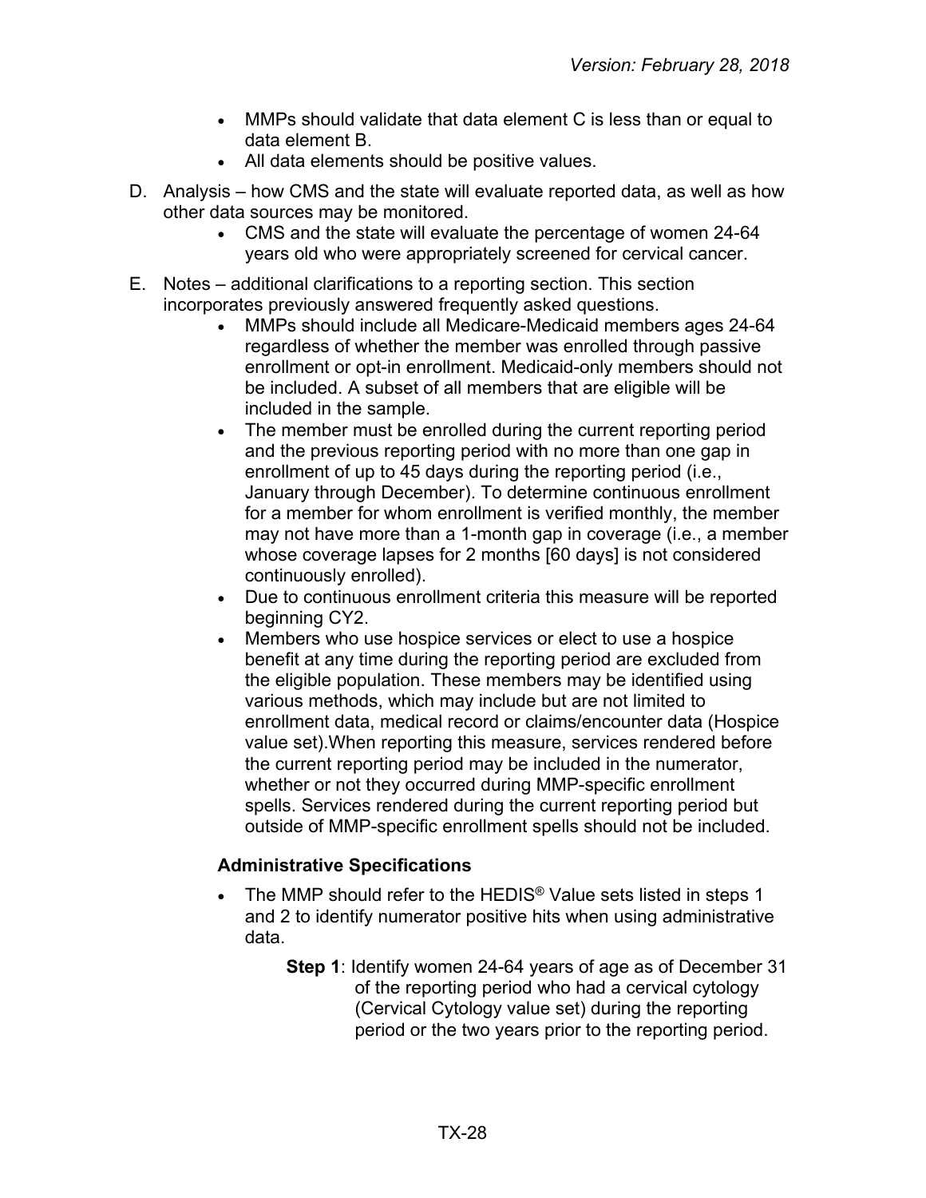- MMPs should validate that data element C is less than or equal to data element B.
- All data elements should be positive values.

D. Analysis – how CMS and the state will evaluate reported data, as well as how other data sources may be monitored.

- CMS and the state will evaluate the percentage of women 24-64 years old who were appropriately screened for cervical cancer.

E. Notes – additional clarifications to a reporting section. This section incorporates previously answered frequently asked questions.

- MMPs should include all Medicare-Medicaid members ages 24-64 regardless of whether the member was enrolled through passive enrollment or opt-in enrollment. Medicaid-only members should not be included. A subset of all members that are eligible will be included in the sample.
- The member must be enrolled during the current reporting period and the previous reporting period with no more than one gap in enrollment of up to 45 days during the reporting period (i.e., January through December). To determine continuous enrollment for a member for whom enrollment is verified monthly, the member may not have more than a 1-month gap in coverage (i.e., a member whose coverage lapses for 2 months [60 days] is not considered continuously enrolled).
- Due to continuous enrollment criteria this measure will be reported beginning CY2.
- Members who use hospice services or elect to use a hospice benefit at any time during the reporting period are excluded from the eligible population. These members may be identified using various methods, which may include but are not limited to enrollment data, medical record or claims/encounter data (Hospice value set).When reporting this measure, services rendered before the current reporting period may be included in the numerator, whether or not they occurred during MMP-specific enrollment spells. Services rendered during the current reporting period but outside of MMP-specific enrollment spells should not be included.

**Administrative Specifications**

- The MMP should refer to the HEDIS® Value sets listed in steps 1 and 2 to identify numerator positive hits when using administrative data.

  **Step 1**: Identify women 24-64 years of age as of December 31 of the reporting period who had a cervical cytology (Cervical Cytology value set) during the reporting period or the two years prior to the reporting period.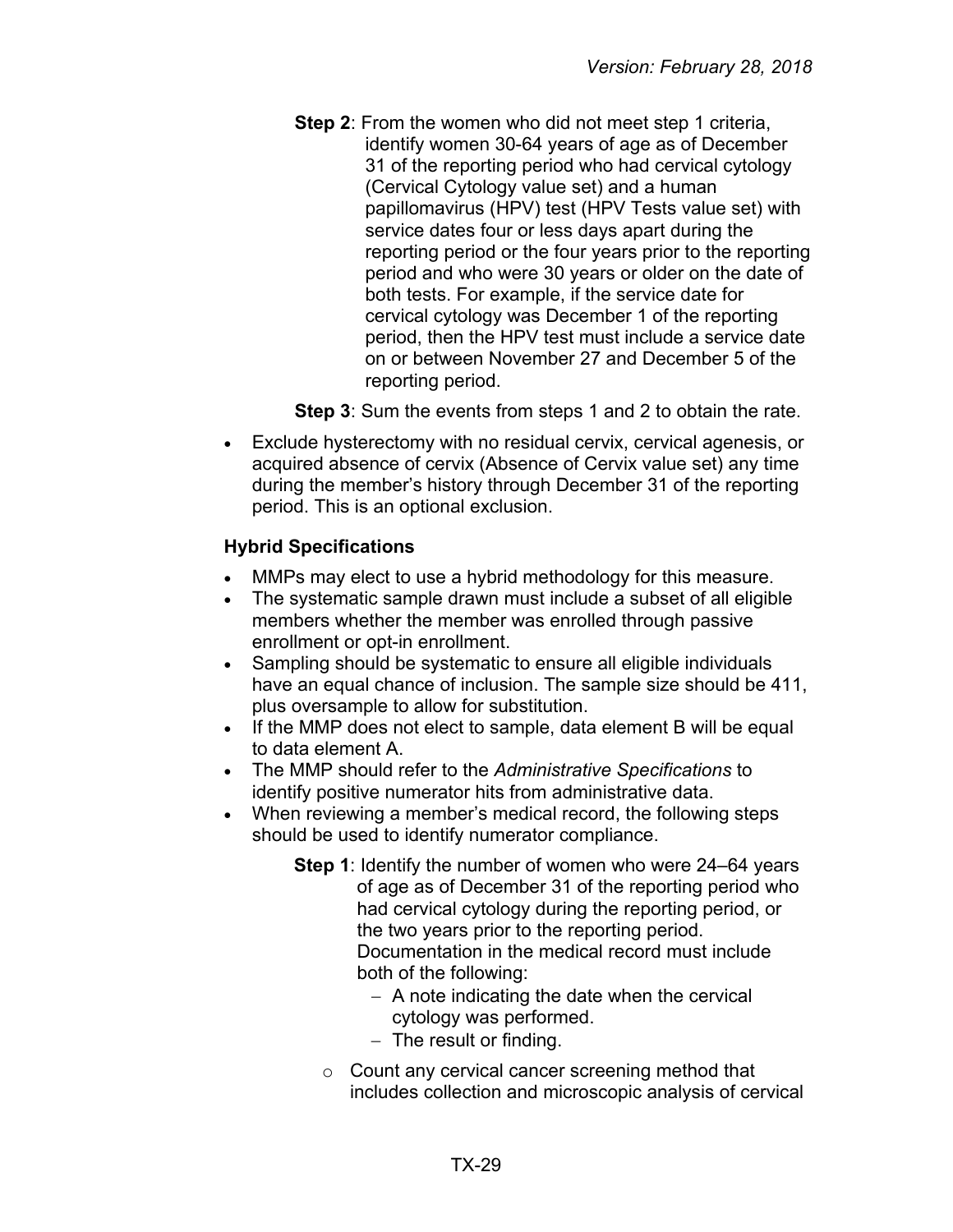**Step 2**: From the women who did not meet step 1 criteria, identify women 30-64 years of age as of December 31 of the reporting period who had cervical cytology (Cervical Cytology value set) and a human papillomavirus (HPV) test (HPV Tests value set) with service dates four or less days apart during the reporting period or the four years prior to the reporting period and who were 30 years or older on the date of both tests. For example, if the service date for cervical cytology was December 1 of the reporting period, then the HPV test must include a service date on or between November 27 and December 5 of the reporting period.

**Step 3**: Sum the events from steps 1 and 2 to obtain the rate.

- Exclude hysterectomy with no residual cervix, cervical agenesis, or acquired absence of cervix (Absence of Cervix value set) any time during the member's history through December 31 of the reporting period. This is an optional exclusion.

**Hybrid Specifications**

- MMPs may elect to use a hybrid methodology for this measure.
- The systematic sample drawn must include a subset of all eligible members whether the member was enrolled through passive enrollment or opt-in enrollment.
- Sampling should be systematic to ensure all eligible individuals have an equal chance of inclusion. The sample size should be 411, plus oversample to allow for substitution.
- If the MMP does not elect to sample, data element B will be equal to data element A.
- The MMP should refer to the *Administrative Specifications* to identify positive numerator hits from administrative data.
- When reviewing a member's medical record, the following steps should be used to identify numerator compliance.

**Step 1**: Identify the number of women who were 24–64 years of age as of December 31 of the reporting period who had cervical cytology during the reporting period, or the two years prior to the reporting period. Documentation in the medical record must include both of the following:

- A note indicating the date when the cervical cytology was performed.
- The result or finding.

- Count any cervical cancer screening method that includes collection and microscopic analysis of cervical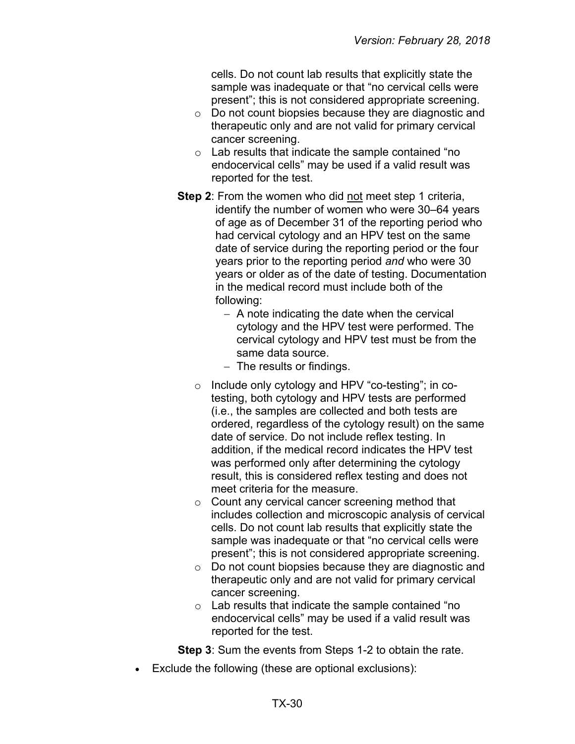cells. Do not count lab results that explicitly state the sample was inadequate or that "no cervical cells were present"; this is not considered appropriate screening.

- Do not count biopsies because they are diagnostic and therapeutic only and are not valid for primary cervical cancer screening.
- Lab results that indicate the sample contained "no endocervical cells" may be used if a valid result was reported for the test.

**Step 2**: From the women who did not meet step 1 criteria, identify the number of women who were 30–64 years of age as of December 31 of the reporting period who had cervical cytology and an HPV test on the same date of service during the reporting period or the four years prior to the reporting period *and* who were 30 years or older as of the date of testing. Documentation in the medical record must include both of the following:

- A note indicating the date when the cervical cytology and the HPV test were performed. The cervical cytology and HPV test must be from the same data source.
- The results or findings.

- Include only cytology and HPV "co-testing"; in co-testing, both cytology and HPV tests are performed (i.e., the samples are collected and both tests are ordered, regardless of the cytology result) on the same date of service. Do not include reflex testing. In addition, if the medical record indicates the HPV test was performed only after determining the cytology result, this is considered reflex testing and does not meet criteria for the measure.
- Count any cervical cancer screening method that includes collection and microscopic analysis of cervical cells. Do not count lab results that explicitly state the sample was inadequate or that "no cervical cells were present"; this is not considered appropriate screening.
- Do not count biopsies because they are diagnostic and therapeutic only and are not valid for primary cervical cancer screening.
- Lab results that indicate the sample contained "no endocervical cells" may be used if a valid result was reported for the test.

**Step 3**: Sum the events from Steps 1-2 to obtain the rate.

- Exclude the following (these are optional exclusions):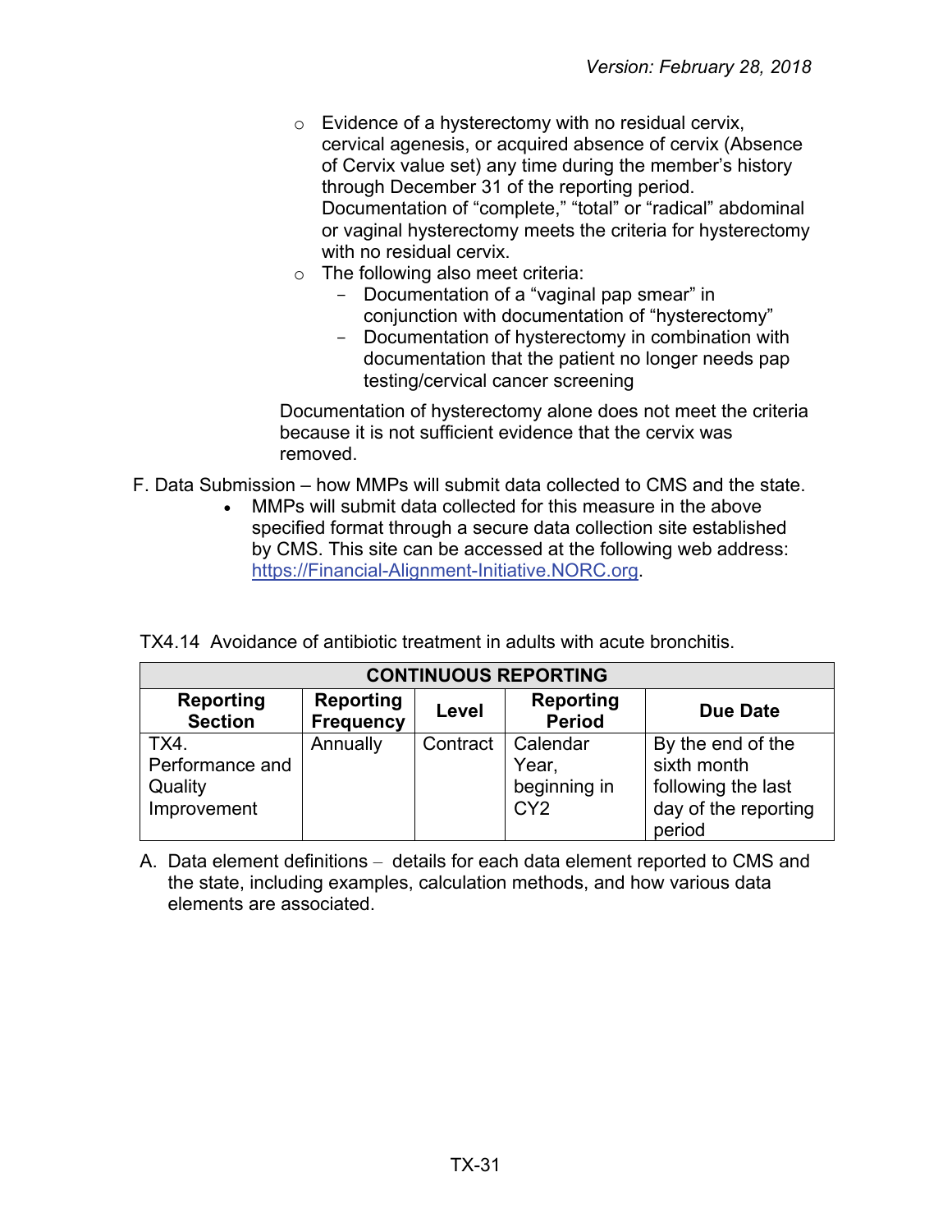- Evidence of a hysterectomy with no residual cervix, cervical agenesis, or acquired absence of cervix (Absence of Cervix value set) any time during the member's history through December 31 of the reporting period. Documentation of "complete," "total" or "radical" abdominal or vaginal hysterectomy meets the criteria for hysterectomy with no residual cervix.
- The following also meet criteria:
  - Documentation of a "vaginal pap smear" in conjunction with documentation of "hysterectomy"
  - Documentation of hysterectomy in combination with documentation that the patient no longer needs pap testing/cervical cancer screening

Documentation of hysterectomy alone does not meet the criteria because it is not sufficient evidence that the cervix was removed.

F. Data Submission – how MMPs will submit data collected to CMS and the state.

- MMPs will submit data collected for this measure in the above specified format through a secure data collection site established by CMS. This site can be accessed at the following web address: https://Financial-Alignment-Initiative.NORC.org.

TX4.14 Avoidance of antibiotic treatment in adults with acute bronchitis.

| CONTINUOUS REPORTING | | | | |
|---|---|---|---|---|
| **Reporting Section** | **Reporting Frequency** | **Level** | **Reporting Period** | **Due Date** |
| TX4. Performance and Quality Improvement | Annually | Contract | Calendar Year, beginning in CY2 | By the end of the sixth month following the last day of the reporting period |

A. Data element definitions – details for each data element reported to CMS and the state, including examples, calculation methods, and how various data elements are associated.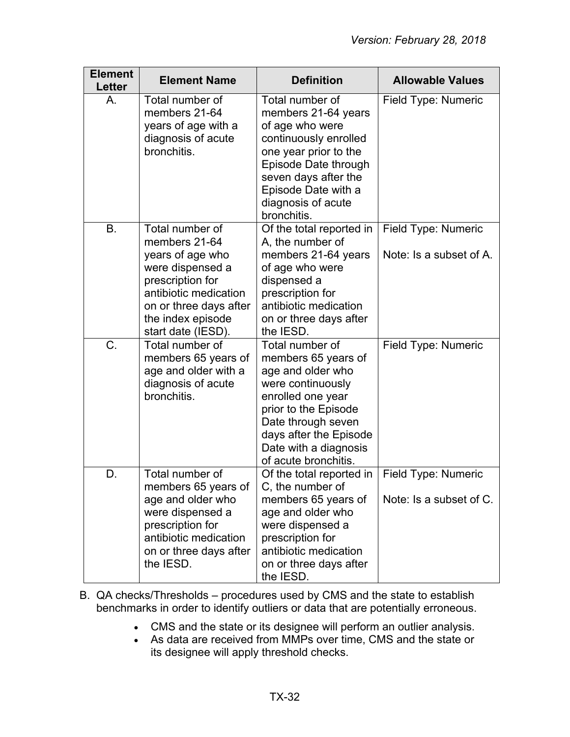| Element Letter | Element Name | Definition | Allowable Values |
|---|---|---|---|
| A. | Total number of members 21-64 years of age with a diagnosis of acute bronchitis. | Total number of members 21-64 years of age who were continuously enrolled one year prior to the Episode Date through seven days after the Episode Date with a diagnosis of acute bronchitis. | Field Type: Numeric |
| B. | Total number of members 21-64 years of age who were dispensed a prescription for antibiotic medication on or three days after the index episode start date (IESD). | Of the total reported in A, the number of members 21-64 years of age who were dispensed a prescription for antibiotic medication on or three days after the IESD. | Field Type: Numeric<br><br>Note: Is a subset of A. |
| C. | Total number of members 65 years of age and older with a diagnosis of acute bronchitis. | Total number of members 65 years of age and older who were continuously enrolled one year prior to the Episode Date through seven days after the Episode Date with a diagnosis of acute bronchitis. | Field Type: Numeric |
| D. | Total number of members 65 years of age and older who were dispensed a prescription for antibiotic medication on or three days after the IESD. | Of the total reported in C, the number of members 65 years of age and older who were dispensed a prescription for antibiotic medication on or three days after the IESD. | Field Type: Numeric<br><br>Note: Is a subset of C. |

B. QA checks/Thresholds – procedures used by CMS and the state to establish benchmarks in order to identify outliers or data that are potentially erroneous.

- CMS and the state or its designee will perform an outlier analysis.
- As data are received from MMPs over time, CMS and the state or its designee will apply threshold checks.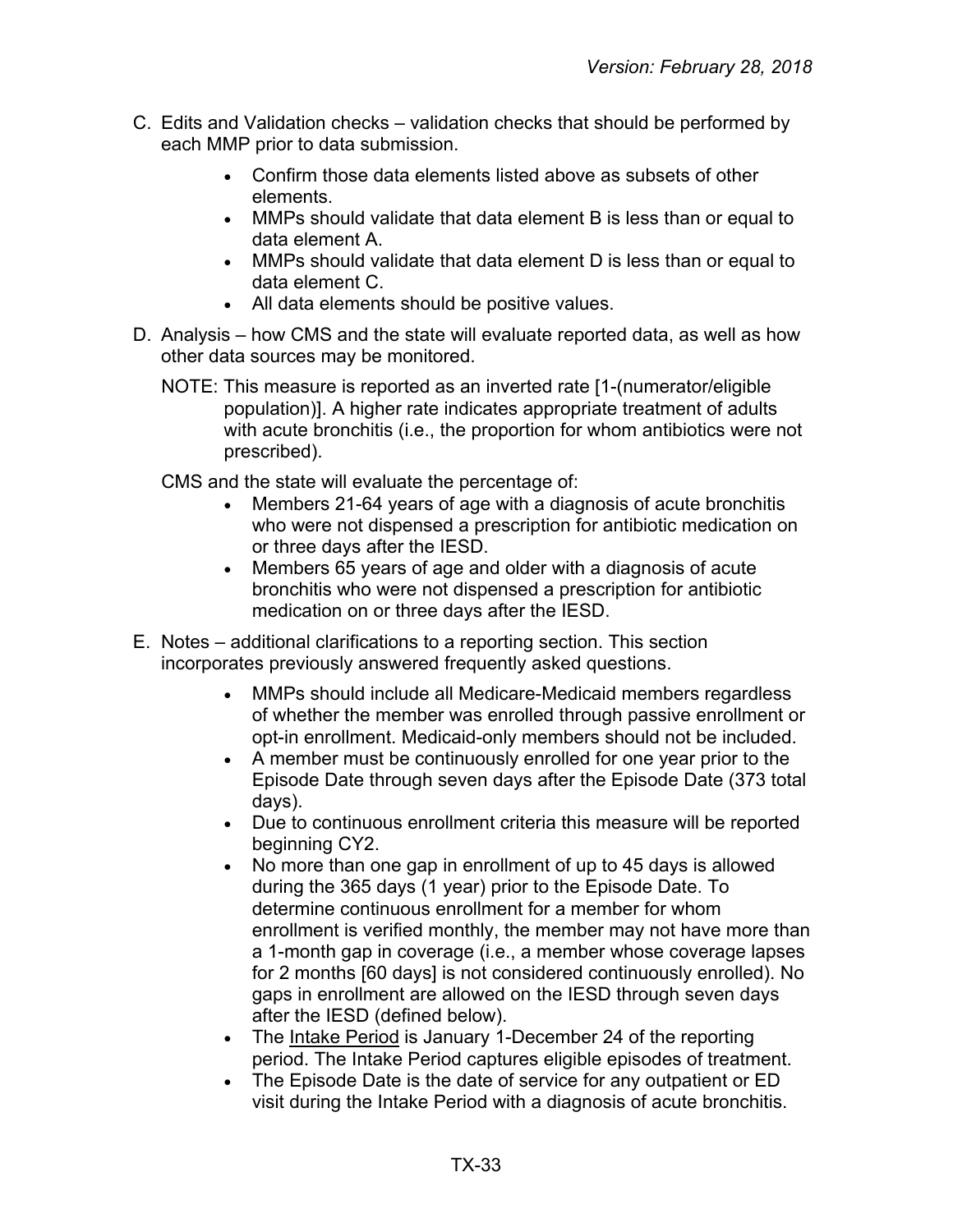C. Edits and Validation checks – validation checks that should be performed by each MMP prior to data submission.

- Confirm those data elements listed above as subsets of other elements.
- MMPs should validate that data element B is less than or equal to data element A.
- MMPs should validate that data element D is less than or equal to data element C.
- All data elements should be positive values.

D. Analysis – how CMS and the state will evaluate reported data, as well as how other data sources may be monitored.

NOTE: This measure is reported as an inverted rate [1-(numerator/eligible population)]. A higher rate indicates appropriate treatment of adults with acute bronchitis (i.e., the proportion for whom antibiotics were not prescribed).

CMS and the state will evaluate the percentage of:

- Members 21-64 years of age with a diagnosis of acute bronchitis who were not dispensed a prescription for antibiotic medication on or three days after the IESD.
- Members 65 years of age and older with a diagnosis of acute bronchitis who were not dispensed a prescription for antibiotic medication on or three days after the IESD.

E. Notes – additional clarifications to a reporting section. This section incorporates previously answered frequently asked questions.

- MMPs should include all Medicare-Medicaid members regardless of whether the member was enrolled through passive enrollment or opt-in enrollment. Medicaid-only members should not be included.
- A member must be continuously enrolled for one year prior to the Episode Date through seven days after the Episode Date (373 total days).
- Due to continuous enrollment criteria this measure will be reported beginning CY2.
- No more than one gap in enrollment of up to 45 days is allowed during the 365 days (1 year) prior to the Episode Date. To determine continuous enrollment for a member for whom enrollment is verified monthly, the member may not have more than a 1-month gap in coverage (i.e., a member whose coverage lapses for 2 months [60 days] is not considered continuously enrolled). No gaps in enrollment are allowed on the IESD through seven days after the IESD (defined below).
- The Intake Period is January 1-December 24 of the reporting period. The Intake Period captures eligible episodes of treatment.
- The Episode Date is the date of service for any outpatient or ED visit during the Intake Period with a diagnosis of acute bronchitis.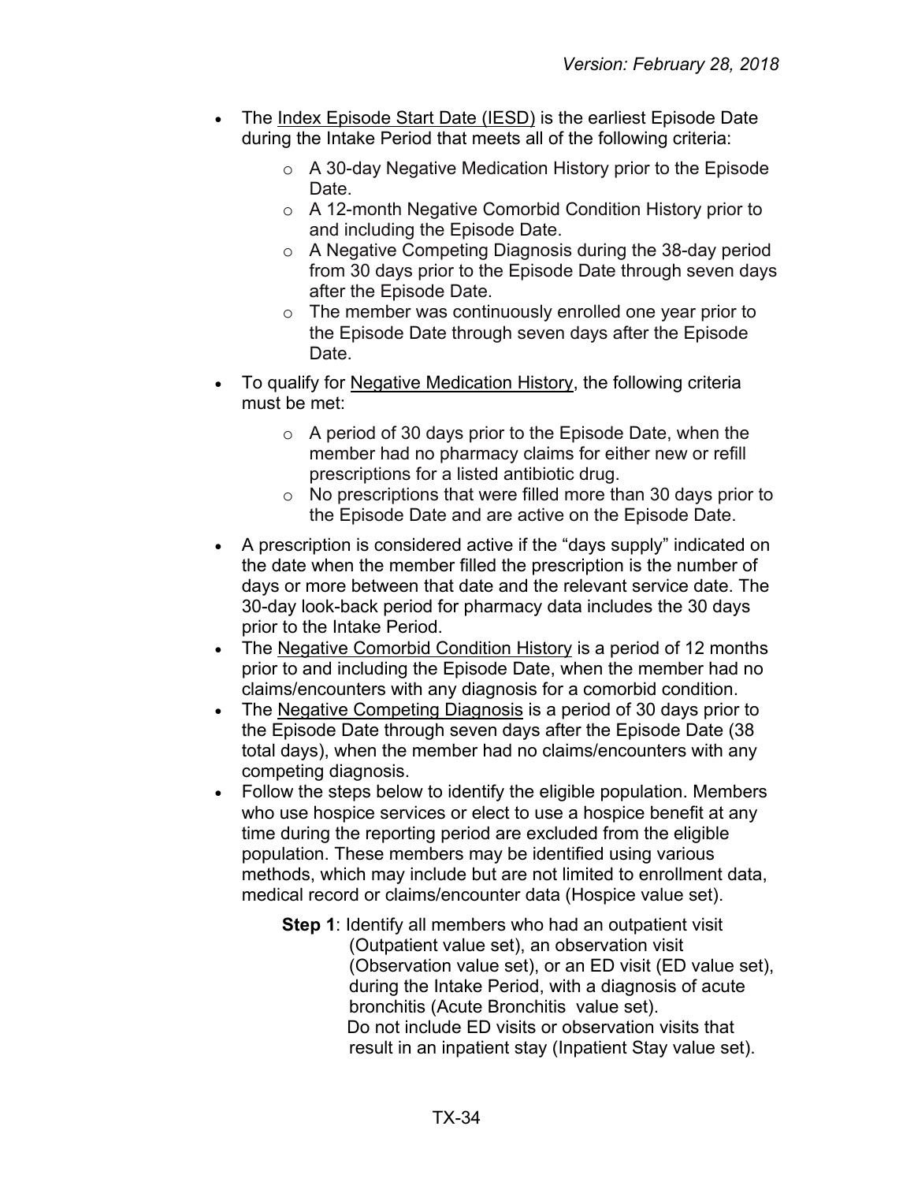- The Index Episode Start Date (IESD) is the earliest Episode Date during the Intake Period that meets all of the following criteria:
    - A 30-day Negative Medication History prior to the Episode Date.
    - A 12-month Negative Comorbid Condition History prior to and including the Episode Date.
    - A Negative Competing Diagnosis during the 38-day period from 30 days prior to the Episode Date through seven days after the Episode Date.
    - The member was continuously enrolled one year prior to the Episode Date through seven days after the Episode Date.
- To qualify for Negative Medication History, the following criteria must be met:
    - A period of 30 days prior to the Episode Date, when the member had no pharmacy claims for either new or refill prescriptions for a listed antibiotic drug.
    - No prescriptions that were filled more than 30 days prior to the Episode Date and are active on the Episode Date.
- A prescription is considered active if the "days supply" indicated on the date when the member filled the prescription is the number of days or more between that date and the relevant service date. The 30-day look-back period for pharmacy data includes the 30 days prior to the Intake Period.
- The Negative Comorbid Condition History is a period of 12 months prior to and including the Episode Date, when the member had no claims/encounters with any diagnosis for a comorbid condition.
- The Negative Competing Diagnosis is a period of 30 days prior to the Episode Date through seven days after the Episode Date (38 total days), when the member had no claims/encounters with any competing diagnosis.
- Follow the steps below to identify the eligible population. Members who use hospice services or elect to use a hospice benefit at any time during the reporting period are excluded from the eligible population. These members may be identified using various methods, which may include but are not limited to enrollment data, medical record or claims/encounter data (Hospice value set).

    **Step 1**: Identify all members who had an outpatient visit (Outpatient value set), an observation visit (Observation value set), or an ED visit (ED value set), during the Intake Period, with a diagnosis of acute bronchitis (Acute Bronchitis value set).
    Do not include ED visits or observation visits that result in an inpatient stay (Inpatient Stay value set).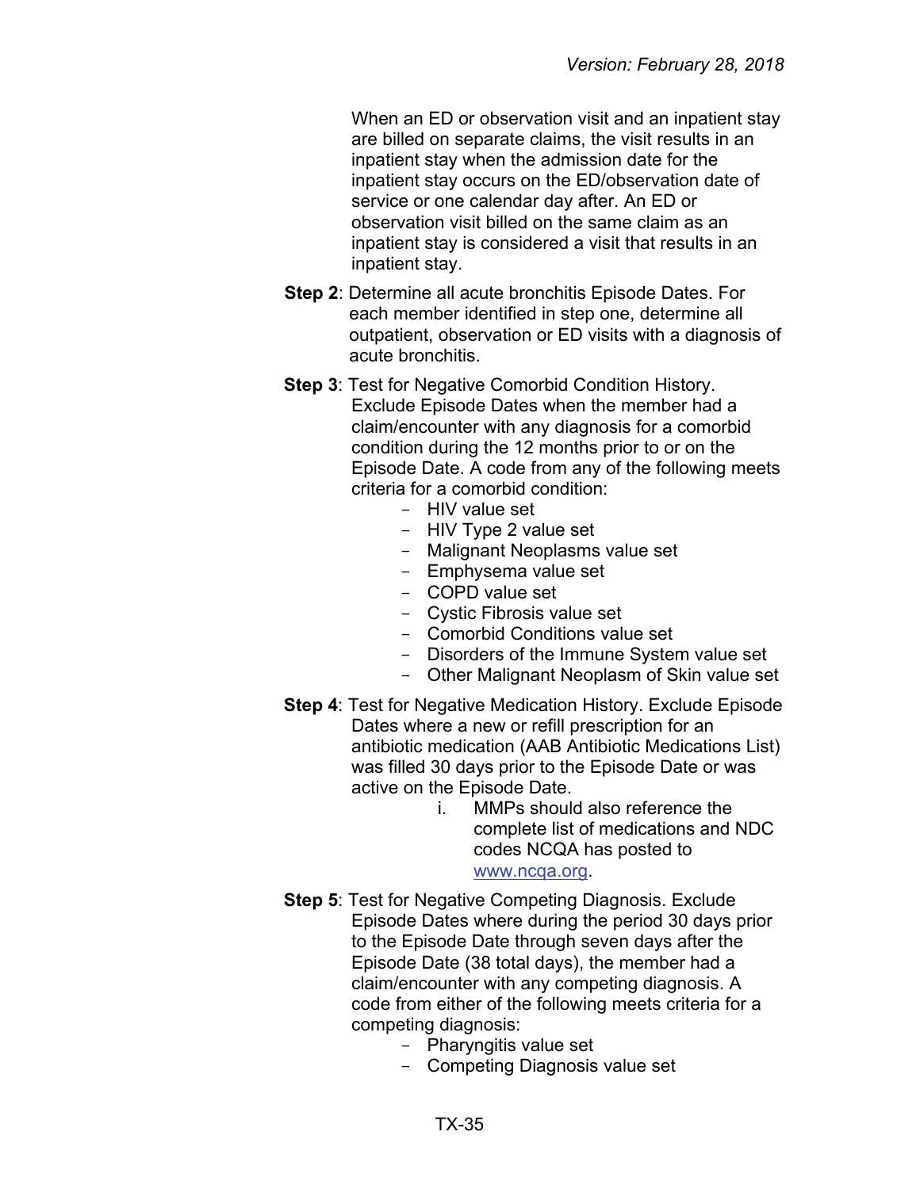When an ED or observation visit and an inpatient stay are billed on separate claims, the visit results in an inpatient stay when the admission date for the inpatient stay occurs on the ED/observation date of service or one calendar day after. An ED or observation visit billed on the same claim as an inpatient stay is considered a visit that results in an inpatient stay.

**Step 2**: Determine all acute bronchitis Episode Dates. For each member identified in step one, determine all outpatient, observation or ED visits with a diagnosis of acute bronchitis.

**Step 3**: Test for Negative Comorbid Condition History. Exclude Episode Dates when the member had a claim/encounter with any diagnosis for a comorbid condition during the 12 months prior to or on the Episode Date. A code from any of the following meets criteria for a comorbid condition:

- HIV value set
- HIV Type 2 value set
- Malignant Neoplasms value set
- Emphysema value set
- COPD value set
- Cystic Fibrosis value set
- Comorbid Conditions value set
- Disorders of the Immune System value set
- Other Malignant Neoplasm of Skin value set

**Step 4**: Test for Negative Medication History. Exclude Episode Dates where a new or refill prescription for an antibiotic medication (AAB Antibiotic Medications List) was filled 30 days prior to the Episode Date or was active on the Episode Date.

i. MMPs should also reference the complete list of medications and NDC codes NCQA has posted to www.ncqa.org.

**Step 5**: Test for Negative Competing Diagnosis. Exclude Episode Dates where during the period 30 days prior to the Episode Date through seven days after the Episode Date (38 total days), the member had a claim/encounter with any competing diagnosis. A code from either of the following meets criteria for a competing diagnosis:

- Pharyngitis value set
- Competing Diagnosis value set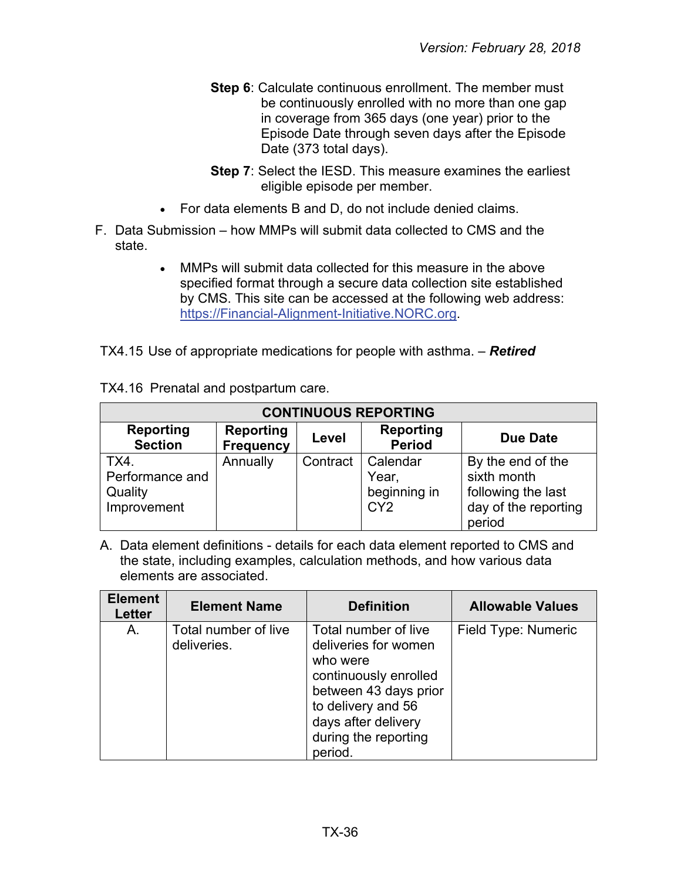**Step 6**: Calculate continuous enrollment. The member must be continuously enrolled with no more than one gap in coverage from 365 days (one year) prior to the Episode Date through seven days after the Episode Date (373 total days).

**Step 7**: Select the IESD. This measure examines the earliest eligible episode per member.

- For data elements B and D, do not include denied claims.

F. Data Submission – how MMPs will submit data collected to CMS and the state.

- MMPs will submit data collected for this measure in the above specified format through a secure data collection site established by CMS. This site can be accessed at the following web address: https://Financial-Alignment-Initiative.NORC.org.

TX4.15 Use of appropriate medications for people with asthma. – ***Retired***

TX4.16 Prenatal and postpartum care.

| CONTINUOUS REPORTING | | | | |
|---|---|---|---|---|
| **Reporting Section** | **Reporting Frequency** | **Level** | **Reporting Period** | **Due Date** |
| TX4. Performance and Quality Improvement | Annually | Contract | Calendar Year, beginning in CY2 | By the end of the sixth month following the last day of the reporting period |

A. Data element definitions - details for each data element reported to CMS and the state, including examples, calculation methods, and how various data elements are associated.

| Element Letter | Element Name | Definition | Allowable Values |
|---|---|---|---|
| A. | Total number of live deliveries. | Total number of live deliveries for women who were continuously enrolled between 43 days prior to delivery and 56 days after delivery during the reporting period. | Field Type: Numeric |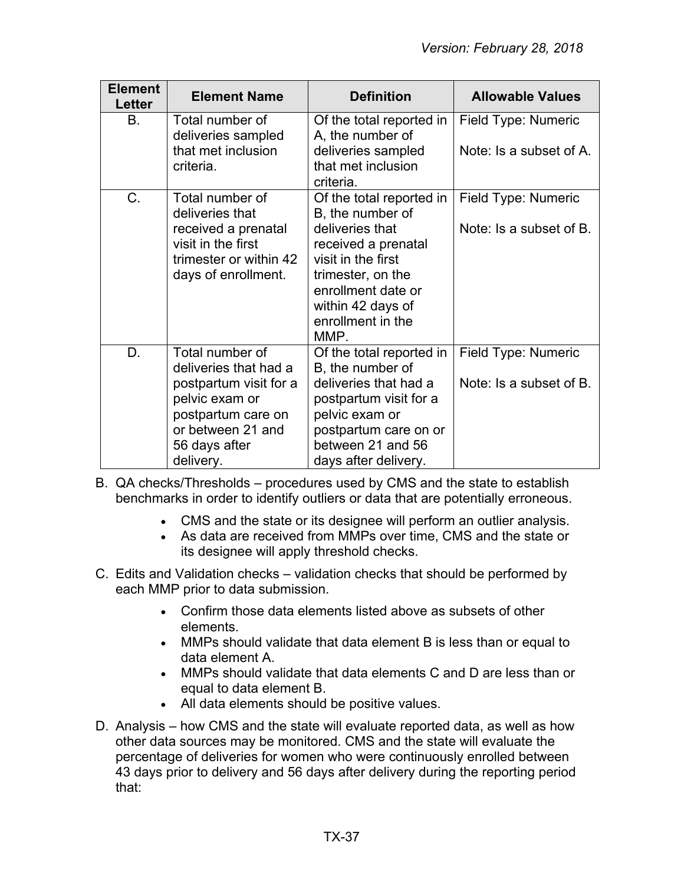| Element Letter | Element Name | Definition | Allowable Values |
|---|---|---|---|
| B. | Total number of deliveries sampled that met inclusion criteria. | Of the total reported in A, the number of deliveries sampled that met inclusion criteria. | Field Type: Numeric<br><br>Note: Is a subset of A. |
| C. | Total number of deliveries that received a prenatal visit in the first trimester or within 42 days of enrollment. | Of the total reported in B, the number of deliveries that received a prenatal visit in the first trimester, on the enrollment date or within 42 days of enrollment in the MMP. | Field Type: Numeric<br><br>Note: Is a subset of B. |
| D. | Total number of deliveries that had a postpartum visit for a pelvic exam or postpartum care on or between 21 and 56 days after delivery. | Of the total reported in B, the number of deliveries that had a postpartum visit for a pelvic exam or postpartum care on or between 21 and 56 days after delivery. | Field Type: Numeric<br><br>Note: Is a subset of B. |

B. QA checks/Thresholds – procedures used by CMS and the state to establish benchmarks in order to identify outliers or data that are potentially erroneous.

- CMS and the state or its designee will perform an outlier analysis.
- As data are received from MMPs over time, CMS and the state or its designee will apply threshold checks.

C. Edits and Validation checks – validation checks that should be performed by each MMP prior to data submission.

- Confirm those data elements listed above as subsets of other elements.
- MMPs should validate that data element B is less than or equal to data element A.
- MMPs should validate that data elements C and D are less than or equal to data element B.
- All data elements should be positive values.

D. Analysis – how CMS and the state will evaluate reported data, as well as how other data sources may be monitored. CMS and the state will evaluate the percentage of deliveries for women who were continuously enrolled between 43 days prior to delivery and 56 days after delivery during the reporting period that: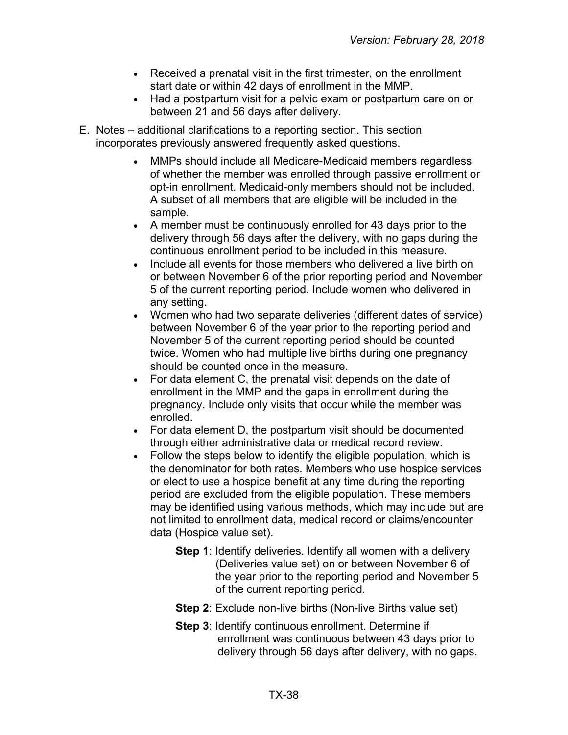- Received a prenatal visit in the first trimester, on the enrollment start date or within 42 days of enrollment in the MMP.
- Had a postpartum visit for a pelvic exam or postpartum care on or between 21 and 56 days after delivery.

E. Notes – additional clarifications to a reporting section. This section incorporates previously answered frequently asked questions.

- MMPs should include all Medicare-Medicaid members regardless of whether the member was enrolled through passive enrollment or opt-in enrollment. Medicaid-only members should not be included. A subset of all members that are eligible will be included in the sample.
- A member must be continuously enrolled for 43 days prior to the delivery through 56 days after the delivery, with no gaps during the continuous enrollment period to be included in this measure.
- Include all events for those members who delivered a live birth on or between November 6 of the prior reporting period and November 5 of the current reporting period. Include women who delivered in any setting.
- Women who had two separate deliveries (different dates of service) between November 6 of the year prior to the reporting period and November 5 of the current reporting period should be counted twice. Women who had multiple live births during one pregnancy should be counted once in the measure.
- For data element C, the prenatal visit depends on the date of enrollment in the MMP and the gaps in enrollment during the pregnancy. Include only visits that occur while the member was enrolled.
- For data element D, the postpartum visit should be documented through either administrative data or medical record review.
- Follow the steps below to identify the eligible population, which is the denominator for both rates. Members who use hospice services or elect to use a hospice benefit at any time during the reporting period are excluded from the eligible population. These members may be identified using various methods, which may include but are not limited to enrollment data, medical record or claims/encounter data (Hospice value set).

  **Step 1**: Identify deliveries. Identify all women with a delivery (Deliveries value set) on or between November 6 of the year prior to the reporting period and November 5 of the current reporting period.

  **Step 2**: Exclude non-live births (Non-live Births value set)

  **Step 3**: Identify continuous enrollment. Determine if enrollment was continuous between 43 days prior to delivery through 56 days after delivery, with no gaps.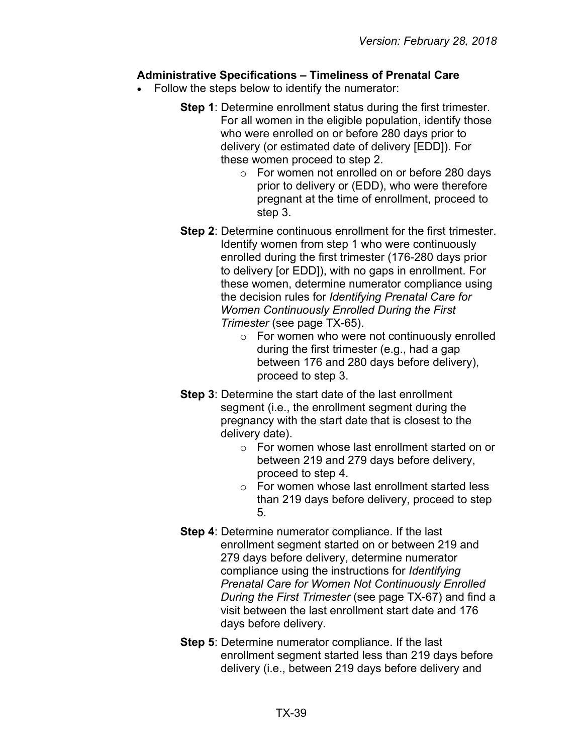**Administrative Specifications – Timeliness of Prenatal Care**

- Follow the steps below to identify the numerator:

  **Step 1**: Determine enrollment status during the first trimester. For all women in the eligible population, identify those who were enrolled on or before 280 days prior to delivery (or estimated date of delivery [EDD]). For these women proceed to step 2.

  - For women not enrolled on or before 280 days prior to delivery or (EDD), who were therefore pregnant at the time of enrollment, proceed to step 3.

  **Step 2**: Determine continuous enrollment for the first trimester. Identify women from step 1 who were continuously enrolled during the first trimester (176-280 days prior to delivery [or EDD]), with no gaps in enrollment. For these women, determine numerator compliance using the decision rules for *Identifying Prenatal Care for Women Continuously Enrolled During the First Trimester* (see page TX-65).

  - For women who were not continuously enrolled during the first trimester (e.g., had a gap between 176 and 280 days before delivery), proceed to step 3.

  **Step 3**: Determine the start date of the last enrollment segment (i.e., the enrollment segment during the pregnancy with the start date that is closest to the delivery date).

  - For women whose last enrollment started on or between 219 and 279 days before delivery, proceed to step 4.
  - For women whose last enrollment started less than 219 days before delivery, proceed to step 5.

  **Step 4**: Determine numerator compliance. If the last enrollment segment started on or between 219 and 279 days before delivery, determine numerator compliance using the instructions for *Identifying Prenatal Care for Women Not Continuously Enrolled During the First Trimester* (see page TX-67) and find a visit between the last enrollment start date and 176 days before delivery.

  **Step 5**: Determine numerator compliance. If the last enrollment segment started less than 219 days before delivery (i.e., between 219 days before delivery and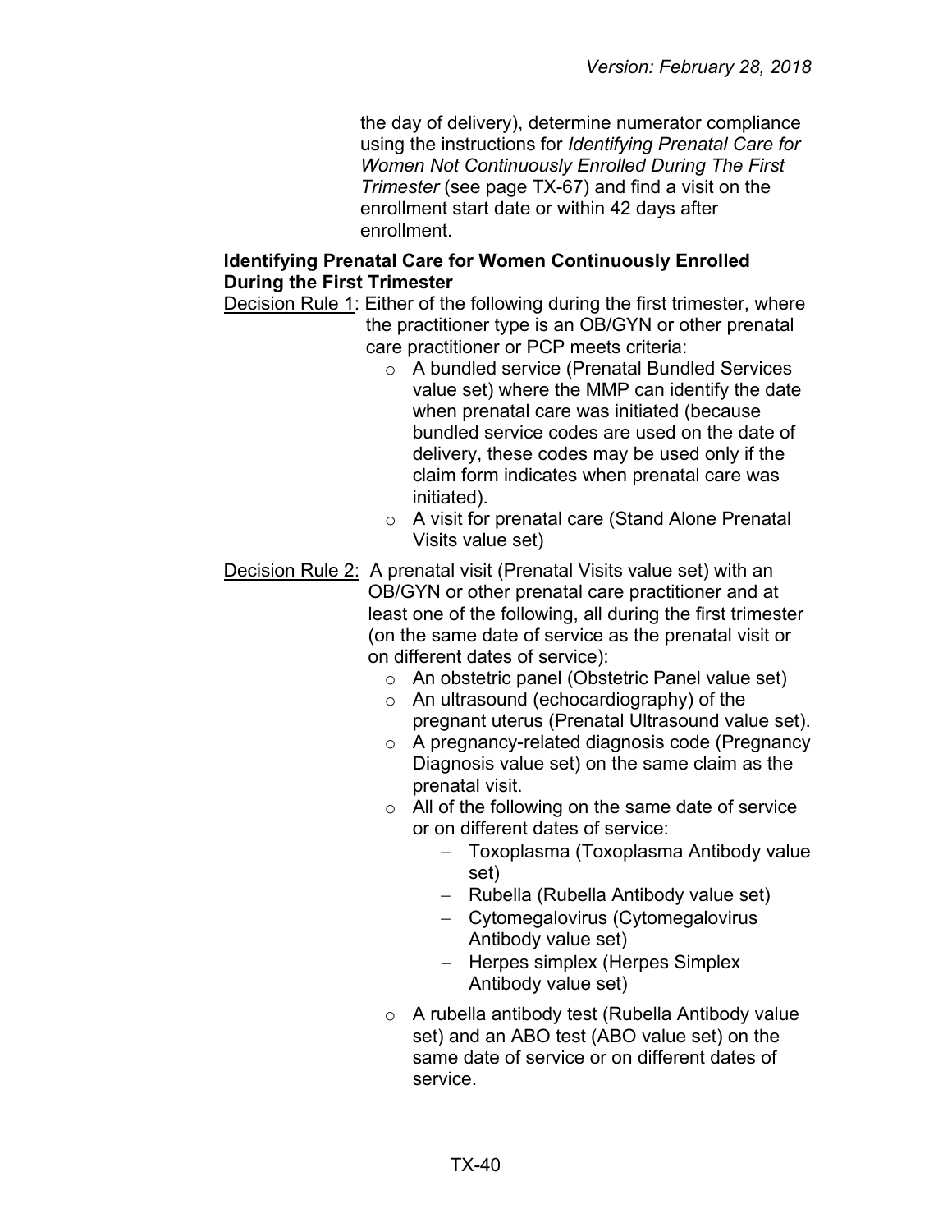the day of delivery), determine numerator compliance using the instructions for *Identifying Prenatal Care for Women Not Continuously Enrolled During The First Trimester* (see page TX-67) and find a visit on the enrollment start date or within 42 days after enrollment.

**Identifying Prenatal Care for Women Continuously Enrolled During the First Trimester**

Decision Rule 1: Either of the following during the first trimester, where the practitioner type is an OB/GYN or other prenatal care practitioner or PCP meets criteria:

- A bundled service (Prenatal Bundled Services value set) where the MMP can identify the date when prenatal care was initiated (because bundled service codes are used on the date of delivery, these codes may be used only if the claim form indicates when prenatal care was initiated).
- A visit for prenatal care (Stand Alone Prenatal Visits value set)

Decision Rule 2: A prenatal visit (Prenatal Visits value set) with an OB/GYN or other prenatal care practitioner and at least one of the following, all during the first trimester (on the same date of service as the prenatal visit or on different dates of service):

- An obstetric panel (Obstetric Panel value set)
- An ultrasound (echocardiography) of the pregnant uterus (Prenatal Ultrasound value set).
- A pregnancy-related diagnosis code (Pregnancy Diagnosis value set) on the same claim as the prenatal visit.
- All of the following on the same date of service or on different dates of service:
  - Toxoplasma (Toxoplasma Antibody value set)
  - Rubella (Rubella Antibody value set)
  - Cytomegalovirus (Cytomegalovirus Antibody value set)
  - Herpes simplex (Herpes Simplex Antibody value set)
- A rubella antibody test (Rubella Antibody value set) and an ABO test (ABO value set) on the same date of service or on different dates of service.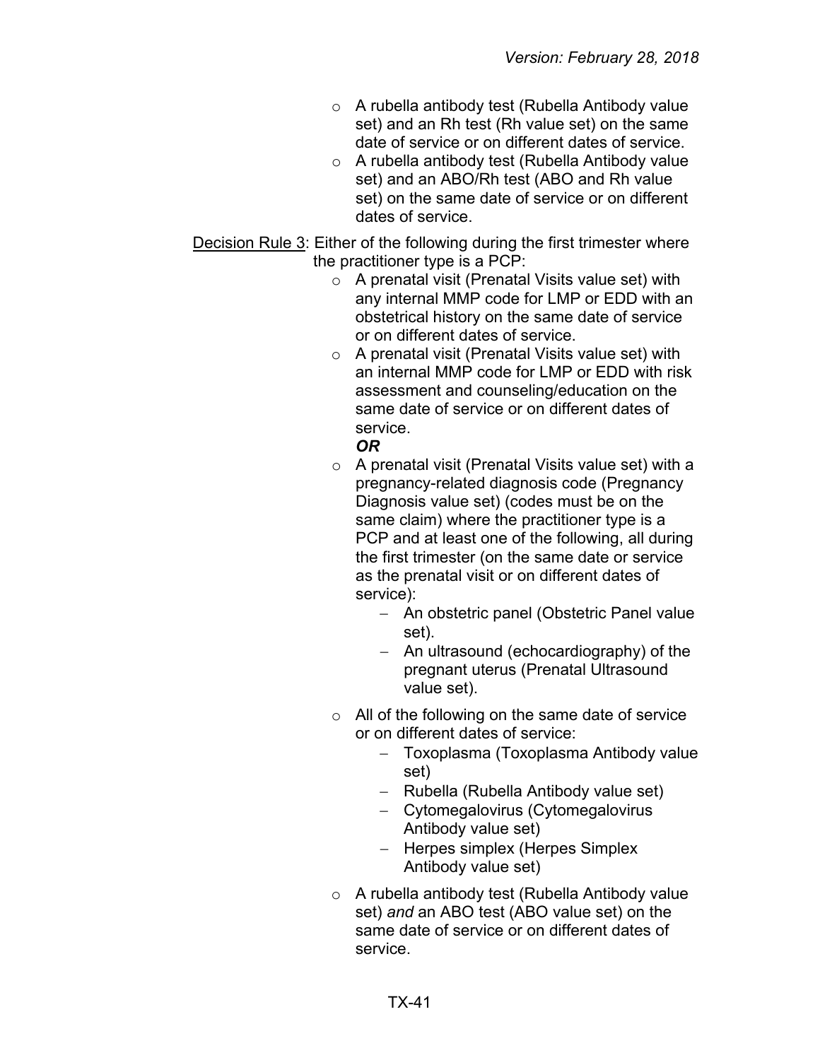- A rubella antibody test (Rubella Antibody value set) and an Rh test (Rh value set) on the same date of service or on different dates of service.
- A rubella antibody test (Rubella Antibody value set) and an ABO/Rh test (ABO and Rh value set) on the same date of service or on different dates of service.

Decision Rule 3: Either of the following during the first trimester where the practitioner type is a PCP:

- A prenatal visit (Prenatal Visits value set) with any internal MMP code for LMP or EDD with an obstetrical history on the same date of service or on different dates of service.
- A prenatal visit (Prenatal Visits value set) with an internal MMP code for LMP or EDD with risk assessment and counseling/education on the same date of service or on different dates of service.

  ***OR***
- A prenatal visit (Prenatal Visits value set) with a pregnancy-related diagnosis code (Pregnancy Diagnosis value set) (codes must be on the same claim) where the practitioner type is a PCP and at least one of the following, all during the first trimester (on the same date or service as the prenatal visit or on different dates of service):
  - An obstetric panel (Obstetric Panel value set).
  - An ultrasound (echocardiography) of the pregnant uterus (Prenatal Ultrasound value set).
- All of the following on the same date of service or on different dates of service:
  - Toxoplasma (Toxoplasma Antibody value set)
  - Rubella (Rubella Antibody value set)
  - Cytomegalovirus (Cytomegalovirus Antibody value set)
  - Herpes simplex (Herpes Simplex Antibody value set)
- A rubella antibody test (Rubella Antibody value set) *and* an ABO test (ABO value set) on the same date of service or on different dates of service.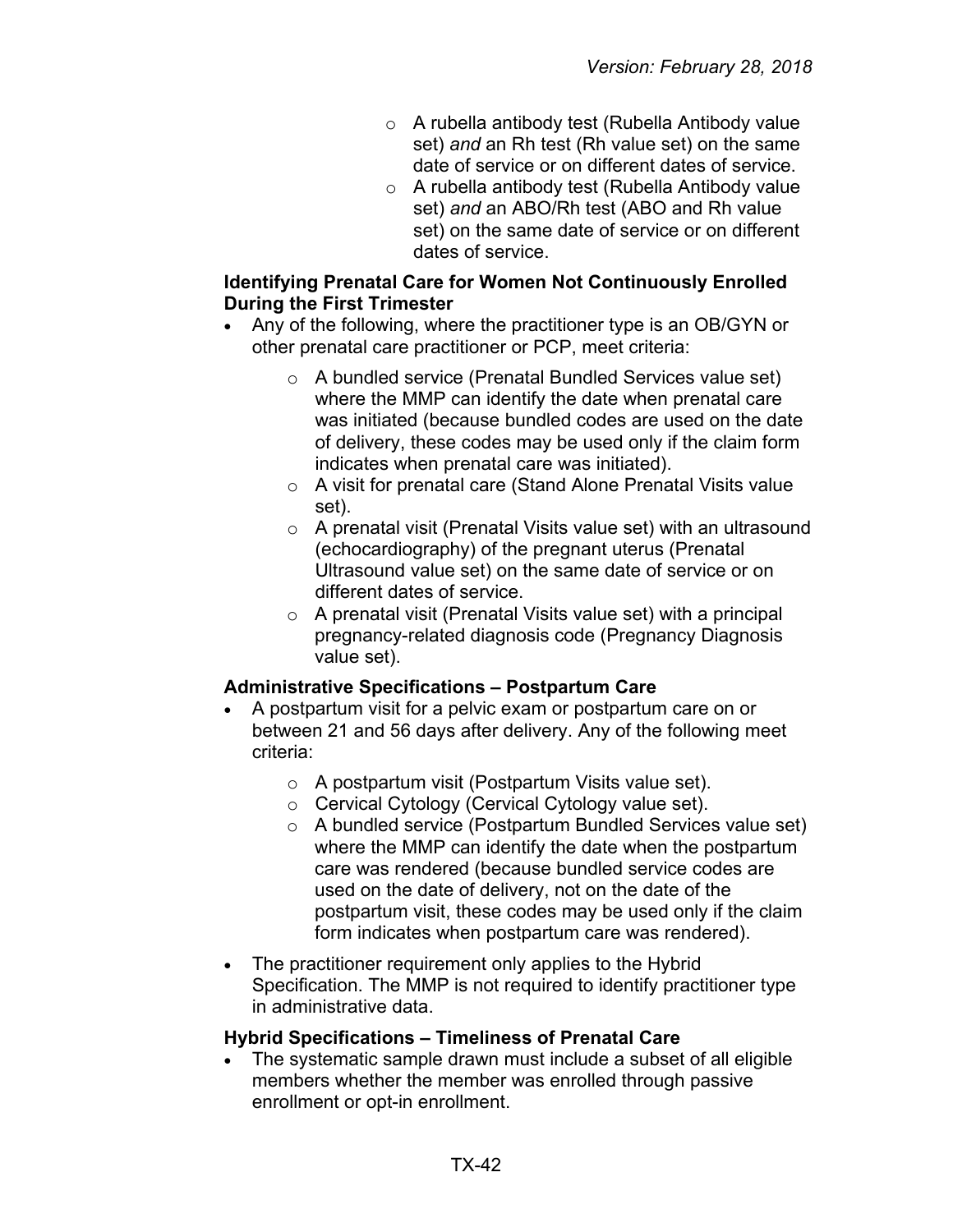- A rubella antibody test (Rubella Antibody value set) *and* an Rh test (Rh value set) on the same date of service or on different dates of service.
- A rubella antibody test (Rubella Antibody value set) *and* an ABO/Rh test (ABO and Rh value set) on the same date of service or on different dates of service.

**Identifying Prenatal Care for Women Not Continuously Enrolled During the First Trimester**

- Any of the following, where the practitioner type is an OB/GYN or other prenatal care practitioner or PCP, meet criteria:
  - A bundled service (Prenatal Bundled Services value set) where the MMP can identify the date when prenatal care was initiated (because bundled codes are used on the date of delivery, these codes may be used only if the claim form indicates when prenatal care was initiated).
  - A visit for prenatal care (Stand Alone Prenatal Visits value set).
  - A prenatal visit (Prenatal Visits value set) with an ultrasound (echocardiography) of the pregnant uterus (Prenatal Ultrasound value set) on the same date of service or on different dates of service.
  - A prenatal visit (Prenatal Visits value set) with a principal pregnancy-related diagnosis code (Pregnancy Diagnosis value set).

**Administrative Specifications – Postpartum Care**

- A postpartum visit for a pelvic exam or postpartum care on or between 21 and 56 days after delivery. Any of the following meet criteria:
  - A postpartum visit (Postpartum Visits value set).
  - Cervical Cytology (Cervical Cytology value set).
  - A bundled service (Postpartum Bundled Services value set) where the MMP can identify the date when the postpartum care was rendered (because bundled service codes are used on the date of delivery, not on the date of the postpartum visit, these codes may be used only if the claim form indicates when postpartum care was rendered).
- The practitioner requirement only applies to the Hybrid Specification. The MMP is not required to identify practitioner type in administrative data.

**Hybrid Specifications – Timeliness of Prenatal Care**

- The systematic sample drawn must include a subset of all eligible members whether the member was enrolled through passive enrollment or opt-in enrollment.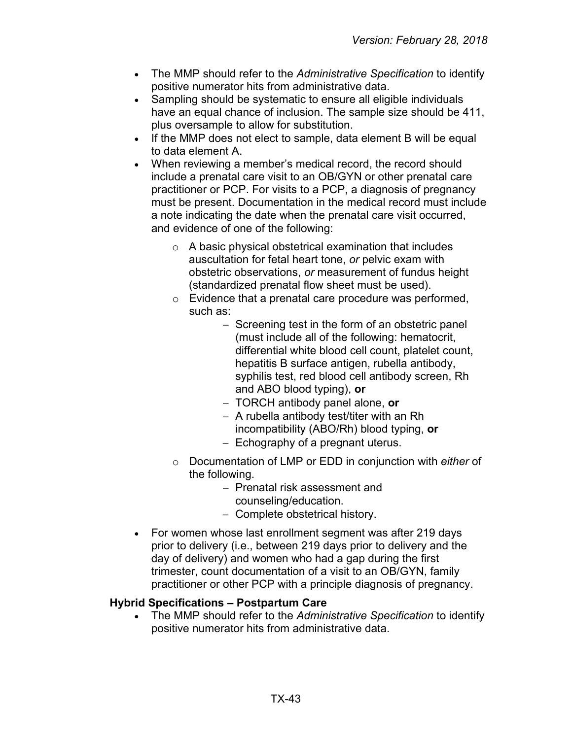- The MMP should refer to the *Administrative Specification* to identify positive numerator hits from administrative data.
- Sampling should be systematic to ensure all eligible individuals have an equal chance of inclusion. The sample size should be 411, plus oversample to allow for substitution.
- If the MMP does not elect to sample, data element B will be equal to data element A.
- When reviewing a member's medical record, the record should include a prenatal care visit to an OB/GYN or other prenatal care practitioner or PCP. For visits to a PCP, a diagnosis of pregnancy must be present. Documentation in the medical record must include a note indicating the date when the prenatal care visit occurred, and evidence of one of the following:
  - A basic physical obstetrical examination that includes auscultation for fetal heart tone, *or* pelvic exam with obstetric observations, *or* measurement of fundus height (standardized prenatal flow sheet must be used).
  - Evidence that a prenatal care procedure was performed, such as:
    - Screening test in the form of an obstetric panel (must include all of the following: hematocrit, differential white blood cell count, platelet count, hepatitis B surface antigen, rubella antibody, syphilis test, red blood cell antibody screen, Rh and ABO blood typing), **or**
    - TORCH antibody panel alone, **or**
    - A rubella antibody test/titer with an Rh incompatibility (ABO/Rh) blood typing, **or**
    - Echography of a pregnant uterus.
  - Documentation of LMP or EDD in conjunction with *either* of the following.
    - Prenatal risk assessment and counseling/education.
    - Complete obstetrical history.
- For women whose last enrollment segment was after 219 days prior to delivery (i.e., between 219 days prior to delivery and the day of delivery) and women who had a gap during the first trimester, count documentation of a visit to an OB/GYN, family practitioner or other PCP with a principle diagnosis of pregnancy.

**Hybrid Specifications – Postpartum Care**

- The MMP should refer to the *Administrative Specification* to identify positive numerator hits from administrative data.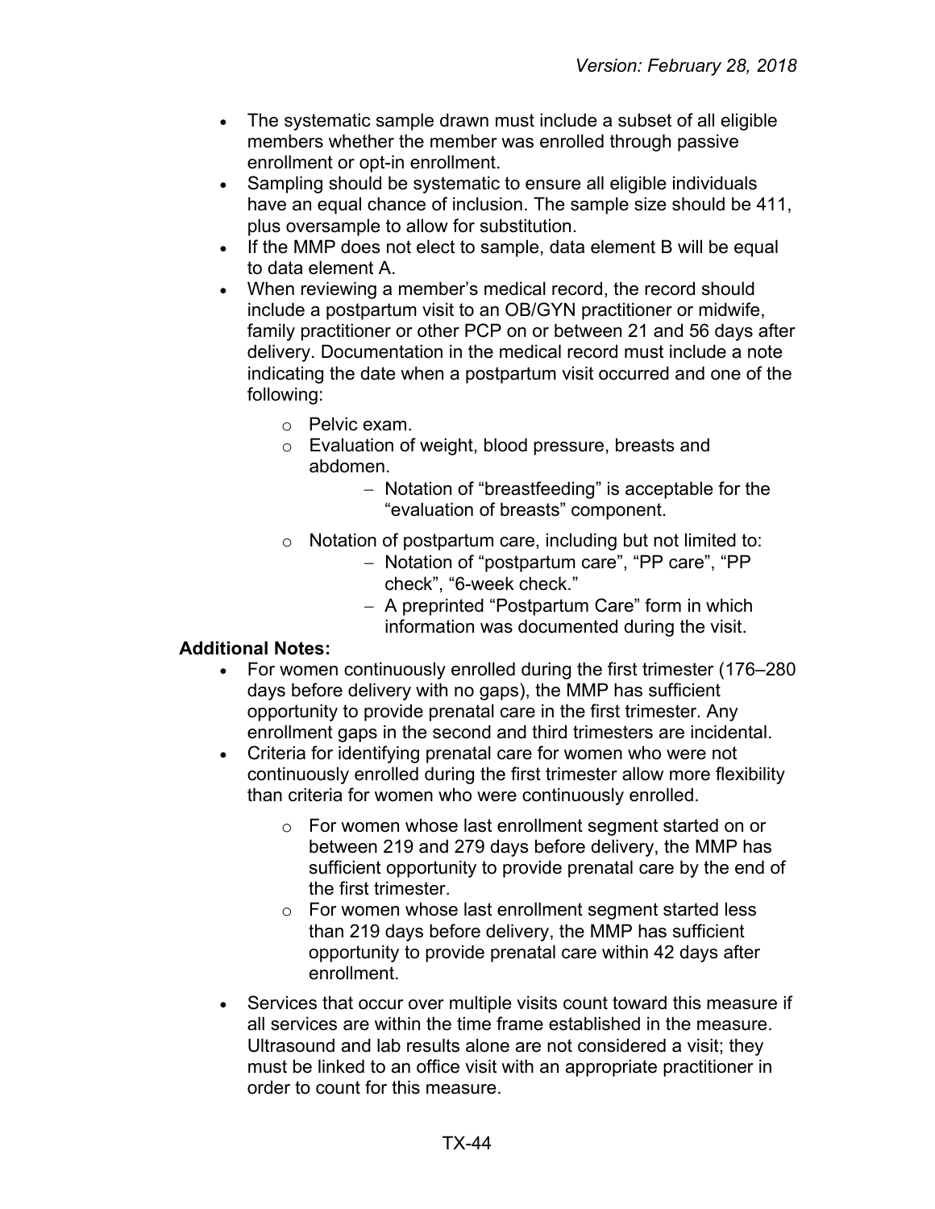- The systematic sample drawn must include a subset of all eligible members whether the member was enrolled through passive enrollment or opt-in enrollment.
- Sampling should be systematic to ensure all eligible individuals have an equal chance of inclusion. The sample size should be 411, plus oversample to allow for substitution.
- If the MMP does not elect to sample, data element B will be equal to data element A.
- When reviewing a member's medical record, the record should include a postpartum visit to an OB/GYN practitioner or midwife, family practitioner or other PCP on or between 21 and 56 days after delivery. Documentation in the medical record must include a note indicating the date when a postpartum visit occurred and one of the following:
    - Pelvic exam.
    - Evaluation of weight, blood pressure, breasts and abdomen.
        - Notation of "breastfeeding" is acceptable for the "evaluation of breasts" component.
    - Notation of postpartum care, including but not limited to:
        - Notation of "postpartum care", "PP care", "PP check", "6-week check."
        - A preprinted "Postpartum Care" form in which information was documented during the visit.

**Additional Notes:**

- For women continuously enrolled during the first trimester (176–280 days before delivery with no gaps), the MMP has sufficient opportunity to provide prenatal care in the first trimester. Any enrollment gaps in the second and third trimesters are incidental.
- Criteria for identifying prenatal care for women who were not continuously enrolled during the first trimester allow more flexibility than criteria for women who were continuously enrolled.
    - For women whose last enrollment segment started on or between 219 and 279 days before delivery, the MMP has sufficient opportunity to provide prenatal care by the end of the first trimester.
    - For women whose last enrollment segment started less than 219 days before delivery, the MMP has sufficient opportunity to provide prenatal care within 42 days after enrollment.
- Services that occur over multiple visits count toward this measure if all services are within the time frame established in the measure. Ultrasound and lab results alone are not considered a visit; they must be linked to an office visit with an appropriate practitioner in order to count for this measure.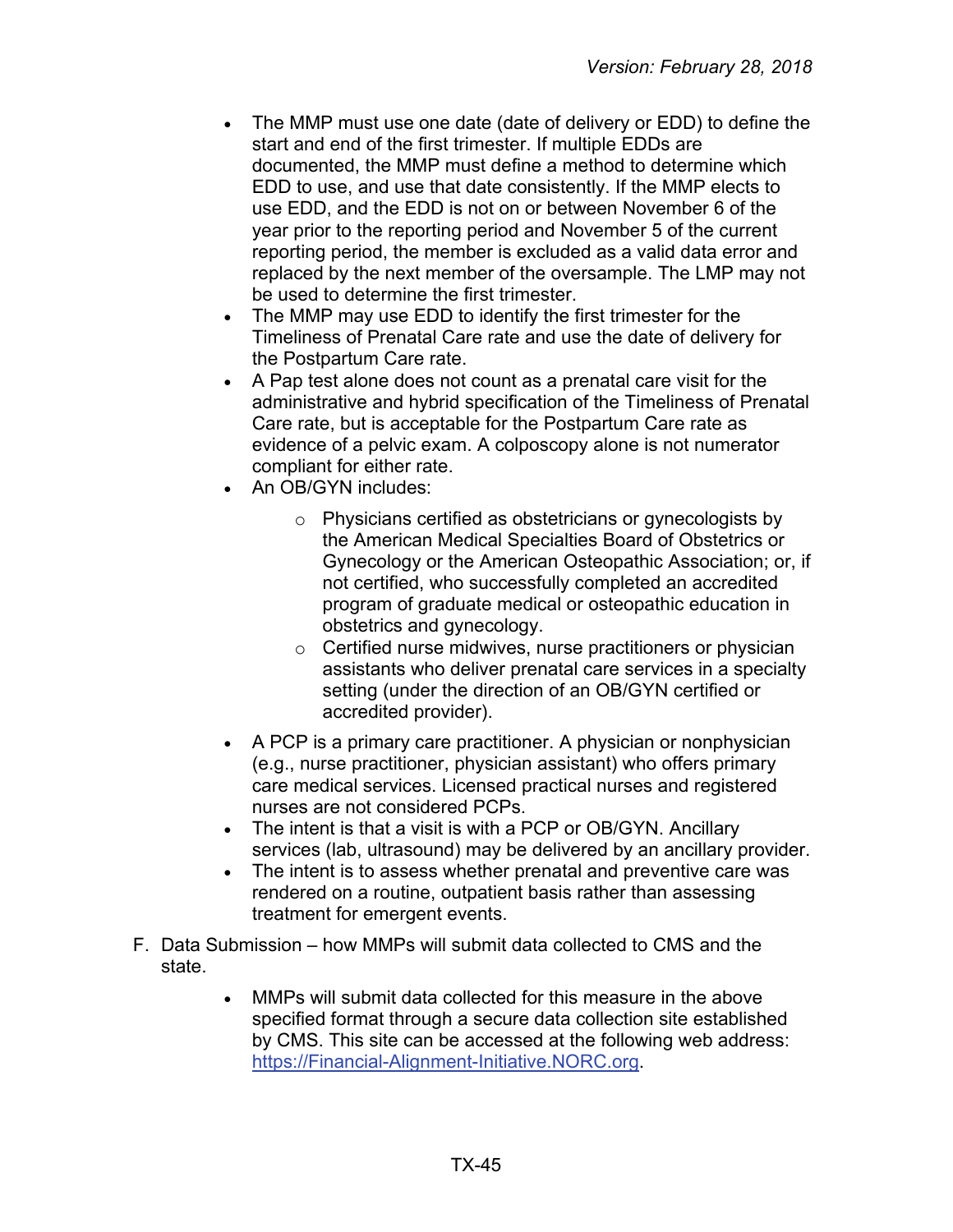- The MMP must use one date (date of delivery or EDD) to define the start and end of the first trimester. If multiple EDDs are documented, the MMP must define a method to determine which EDD to use, and use that date consistently. If the MMP elects to use EDD, and the EDD is not on or between November 6 of the year prior to the reporting period and November 5 of the current reporting period, the member is excluded as a valid data error and replaced by the next member of the oversample. The LMP may not be used to determine the first trimester.
- The MMP may use EDD to identify the first trimester for the Timeliness of Prenatal Care rate and use the date of delivery for the Postpartum Care rate.
- A Pap test alone does not count as a prenatal care visit for the administrative and hybrid specification of the Timeliness of Prenatal Care rate, but is acceptable for the Postpartum Care rate as evidence of a pelvic exam. A colposcopy alone is not numerator compliant for either rate.
- An OB/GYN includes:
  - Physicians certified as obstetricians or gynecologists by the American Medical Specialties Board of Obstetrics or Gynecology or the American Osteopathic Association; or, if not certified, who successfully completed an accredited program of graduate medical or osteopathic education in obstetrics and gynecology.
  - Certified nurse midwives, nurse practitioners or physician assistants who deliver prenatal care services in a specialty setting (under the direction of an OB/GYN certified or accredited provider).
- A PCP is a primary care practitioner. A physician or nonphysician (e.g., nurse practitioner, physician assistant) who offers primary care medical services. Licensed practical nurses and registered nurses are not considered PCPs.
- The intent is that a visit is with a PCP or OB/GYN. Ancillary services (lab, ultrasound) may be delivered by an ancillary provider.
- The intent is to assess whether prenatal and preventive care was rendered on a routine, outpatient basis rather than assessing treatment for emergent events.

F. Data Submission – how MMPs will submit data collected to CMS and the state.

- MMPs will submit data collected for this measure in the above specified format through a secure data collection site established by CMS. This site can be accessed at the following web address: [https://Financial-Alignment-Initiative.NORC.org](https://Financial-Alignment-Initiative.NORC.org).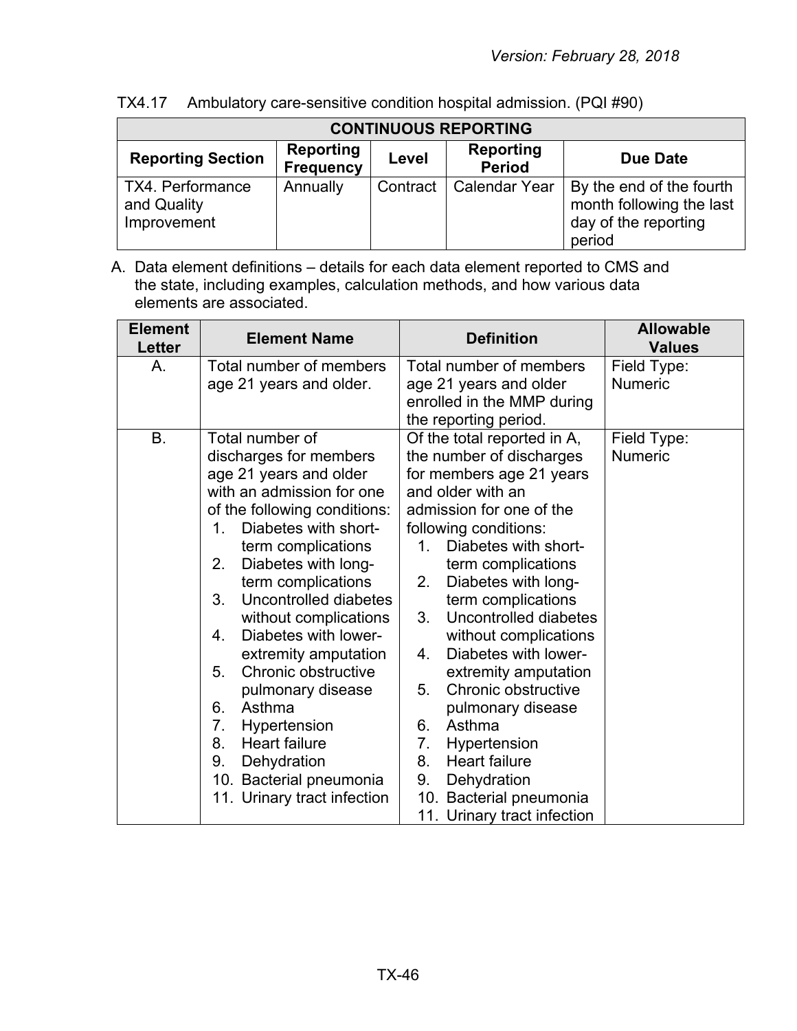TX4.17 Ambulatory care-sensitive condition hospital admission. (PQI #90)

| CONTINUOUS REPORTING | | | | |
|---|---|---|---|---|
| **Reporting Section** | **Reporting Frequency** | **Level** | **Reporting Period** | **Due Date** |
| TX4. Performance and Quality Improvement | Annually | Contract | Calendar Year | By the end of the fourth month following the last day of the reporting period |

A. Data element definitions – details for each data element reported to CMS and the state, including examples, calculation methods, and how various data elements are associated.

| Element Letter | Element Name | Definition | Allowable Values |
|---|---|---|---|
| A. | Total number of members age 21 years and older. | Total number of members age 21 years and older enrolled in the MMP during the reporting period. | Field Type: Numeric |
| B. | Total number of discharges for members age 21 years and older with an admission for one of the following conditions: 1. Diabetes with short-term complications 2. Diabetes with long-term complications 3. Uncontrolled diabetes without complications 4. Diabetes with lower-extremity amputation 5. Chronic obstructive pulmonary disease 6. Asthma 7. Hypertension 8. Heart failure 9. Dehydration 10. Bacterial pneumonia 11. Urinary tract infection | Of the total reported in A, the number of discharges for members age 21 years and older with an admission for one of the following conditions: 1. Diabetes with short-term complications 2. Diabetes with long-term complications 3. Uncontrolled diabetes without complications 4. Diabetes with lower-extremity amputation 5. Chronic obstructive pulmonary disease 6. Asthma 7. Hypertension 8. Heart failure 9. Dehydration 10. Bacterial pneumonia 11. Urinary tract infection | Field Type: Numeric |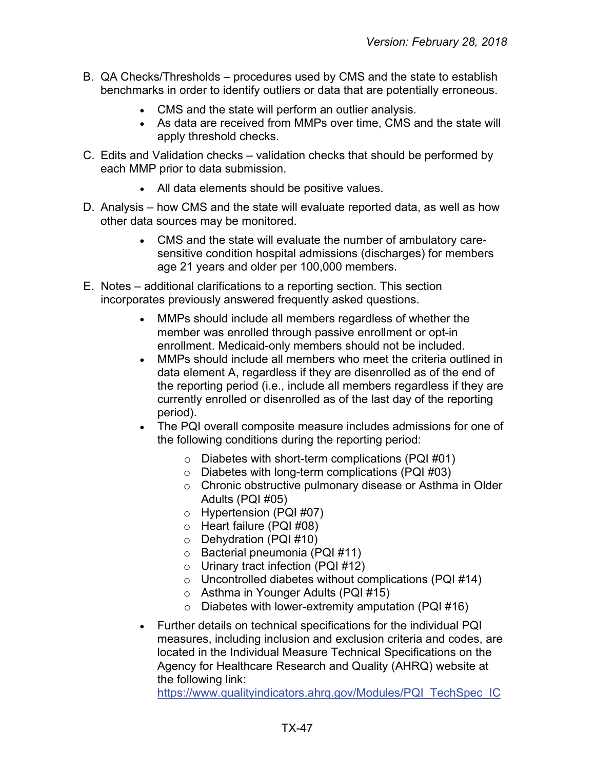B. QA Checks/Thresholds – procedures used by CMS and the state to establish benchmarks in order to identify outliers or data that are potentially erroneous.

- CMS and the state will perform an outlier analysis.
- As data are received from MMPs over time, CMS and the state will apply threshold checks.

C. Edits and Validation checks – validation checks that should be performed by each MMP prior to data submission.

- All data elements should be positive values.

D. Analysis – how CMS and the state will evaluate reported data, as well as how other data sources may be monitored.

- CMS and the state will evaluate the number of ambulatory care-sensitive condition hospital admissions (discharges) for members age 21 years and older per 100,000 members.

E. Notes – additional clarifications to a reporting section. This section incorporates previously answered frequently asked questions.

- MMPs should include all members regardless of whether the member was enrolled through passive enrollment or opt-in enrollment. Medicaid-only members should not be included.
- MMPs should include all members who meet the criteria outlined in data element A, regardless if they are disenrolled as of the end of the reporting period (i.e., include all members regardless if they are currently enrolled or disenrolled as of the last day of the reporting period).
- The PQI overall composite measure includes admissions for one of the following conditions during the reporting period:
  - Diabetes with short-term complications (PQI #01)
  - Diabetes with long-term complications (PQI #03)
  - Chronic obstructive pulmonary disease or Asthma in Older Adults (PQI #05)
  - Hypertension (PQI #07)
  - Heart failure (PQI #08)
  - Dehydration (PQI #10)
  - Bacterial pneumonia (PQI #11)
  - Urinary tract infection (PQI #12)
  - Uncontrolled diabetes without complications (PQI #14)
  - Asthma in Younger Adults (PQI #15)
  - Diabetes with lower-extremity amputation (PQI #16)
- Further details on technical specifications for the individual PQI measures, including inclusion and exclusion criteria and codes, are located in the Individual Measure Technical Specifications on the Agency for Healthcare Research and Quality (AHRQ) website at the following link: https://www.qualityindicators.ahrq.gov/Modules/PQI_TechSpec_IC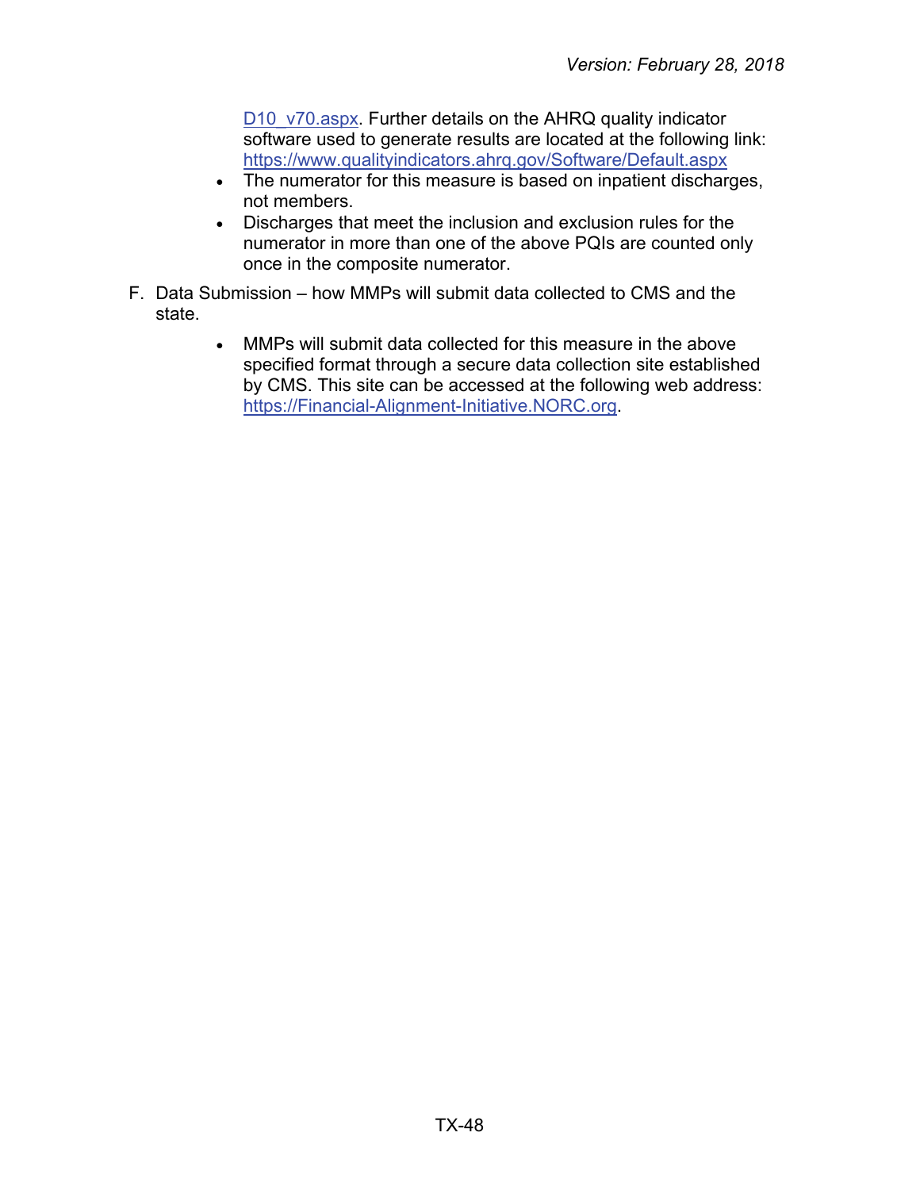D10_v70.aspx. Further details on the AHRQ quality indicator software used to generate results are located at the following link: https://www.qualityindicators.ahrq.gov/Software/Default.aspx

- The numerator for this measure is based on inpatient discharges, not members.
- Discharges that meet the inclusion and exclusion rules for the numerator in more than one of the above PQIs are counted only once in the composite numerator.

F. Data Submission – how MMPs will submit data collected to CMS and the state.

- MMPs will submit data collected for this measure in the above specified format through a secure data collection site established by CMS. This site can be accessed at the following web address: https://Financial-Alignment-Initiative.NORC.org.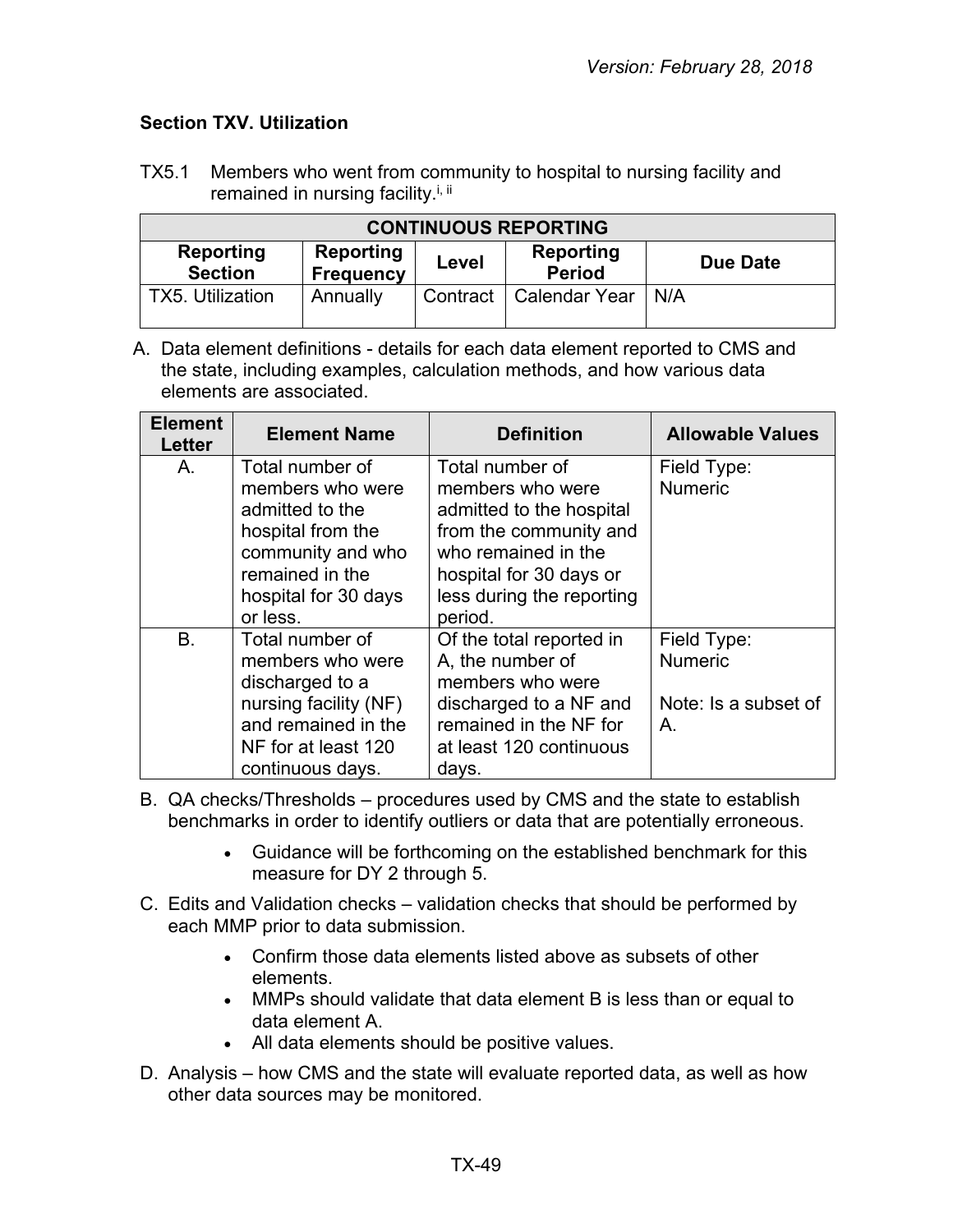### Section TXV. Utilization

TX5.1 Members who went from community to hospital to nursing facility and remained in nursing facility.[i, ii]

| CONTINUOUS REPORTING | | | | |
|---|---|---|---|---|
| **Reporting Section** | **Reporting Frequency** | **Level** | **Reporting Period** | **Due Date** |
| TX5. Utilization | Annually | Contract | Calendar Year | N/A |

A. Data element definitions - details for each data element reported to CMS and the state, including examples, calculation methods, and how various data elements are associated.

| Element Letter | Element Name | Definition | Allowable Values |
|---|---|---|---|
| A. | Total number of members who were admitted to the hospital from the community and who remained in the hospital for 30 days or less. | Total number of members who were admitted to the hospital from the community and who remained in the hospital for 30 days or less during the reporting period. | Field Type: Numeric |
| B. | Total number of members who were discharged to a nursing facility (NF) and remained in the NF for at least 120 continuous days. | Of the total reported in A, the number of members who were discharged to a NF and remained in the NF for at least 120 continuous days. | Field Type: Numeric<br><br>Note: Is a subset of A. |

B. QA checks/Thresholds – procedures used by CMS and the state to establish benchmarks in order to identify outliers or data that are potentially erroneous.

- Guidance will be forthcoming on the established benchmark for this measure for DY 2 through 5.

C. Edits and Validation checks – validation checks that should be performed by each MMP prior to data submission.

- Confirm those data elements listed above as subsets of other elements.
- MMPs should validate that data element B is less than or equal to data element A.
- All data elements should be positive values.

D. Analysis – how CMS and the state will evaluate reported data, as well as how other data sources may be monitored.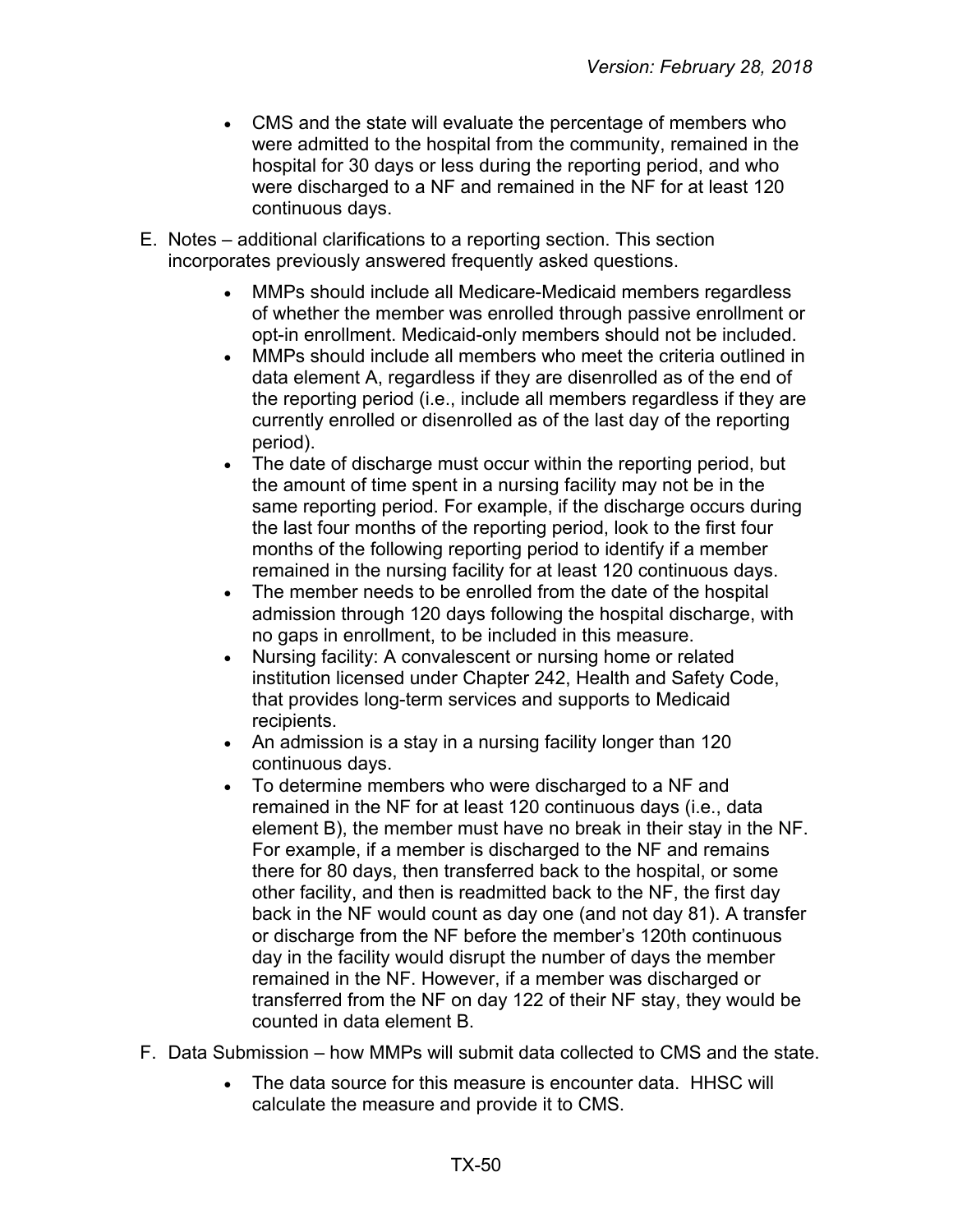- CMS and the state will evaluate the percentage of members who were admitted to the hospital from the community, remained in the hospital for 30 days or less during the reporting period, and who were discharged to a NF and remained in the NF for at least 120 continuous days.

E. Notes – additional clarifications to a reporting section. This section incorporates previously answered frequently asked questions.

- MMPs should include all Medicare-Medicaid members regardless of whether the member was enrolled through passive enrollment or opt-in enrollment. Medicaid-only members should not be included.
- MMPs should include all members who meet the criteria outlined in data element A, regardless if they are disenrolled as of the end of the reporting period (i.e., include all members regardless if they are currently enrolled or disenrolled as of the last day of the reporting period).
- The date of discharge must occur within the reporting period, but the amount of time spent in a nursing facility may not be in the same reporting period. For example, if the discharge occurs during the last four months of the reporting period, look to the first four months of the following reporting period to identify if a member remained in the nursing facility for at least 120 continuous days.
- The member needs to be enrolled from the date of the hospital admission through 120 days following the hospital discharge, with no gaps in enrollment, to be included in this measure.
- Nursing facility: A convalescent or nursing home or related institution licensed under Chapter 242, Health and Safety Code, that provides long-term services and supports to Medicaid recipients.
- An admission is a stay in a nursing facility longer than 120 continuous days.
- To determine members who were discharged to a NF and remained in the NF for at least 120 continuous days (i.e., data element B), the member must have no break in their stay in the NF. For example, if a member is discharged to the NF and remains there for 80 days, then transferred back to the hospital, or some other facility, and then is readmitted back to the NF, the first day back in the NF would count as day one (and not day 81). A transfer or discharge from the NF before the member's 120th continuous day in the facility would disrupt the number of days the member remained in the NF. However, if a member was discharged or transferred from the NF on day 122 of their NF stay, they would be counted in data element B.

F. Data Submission – how MMPs will submit data collected to CMS and the state.

- The data source for this measure is encounter data. HHSC will calculate the measure and provide it to CMS.